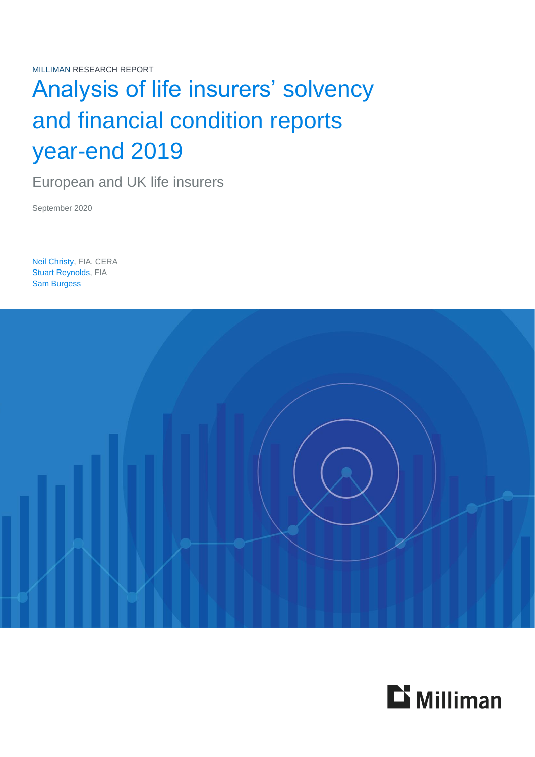MILLIMAN RESEARCH REPORT

# Analysis of life insurers' solvency and financial condition reports year-end 2019

## European and UK life insurers

September 2020

Neil Christy, FIA, CERA
Stuart Reynolds, FIA
Sam Burgess

Milliman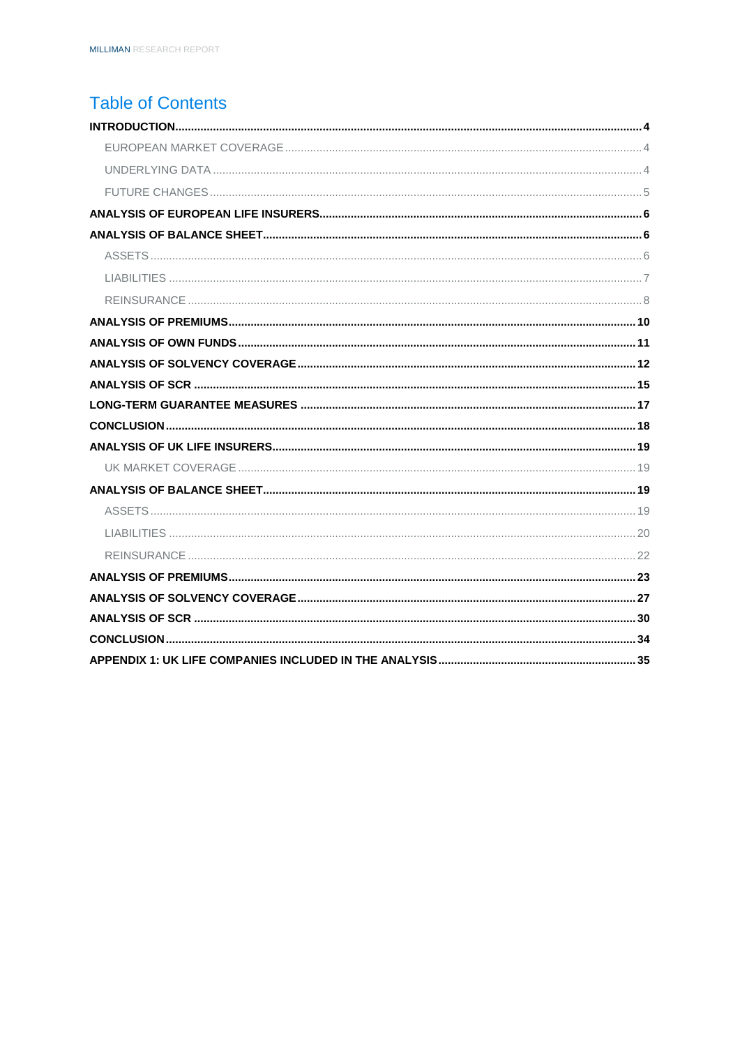# Table of Contents

**INTRODUCTION** ..... **4**

- EUROPEAN MARKET COVERAGE ..... 4
- UNDERLYING DATA ..... 4
- FUTURE CHANGES ..... 5

**ANALYSIS OF EUROPEAN LIFE INSURERS** ..... **6**

**ANALYSIS OF BALANCE SHEET** ..... **6**

- ASSETS ..... 6
- LIABILITIES ..... 7
- REINSURANCE ..... 8

**ANALYSIS OF PREMIUMS** ..... **10**

**ANALYSIS OF OWN FUNDS** ..... **11**

**ANALYSIS OF SOLVENCY COVERAGE** ..... **12**

**ANALYSIS OF SCR** ..... **15**

**LONG-TERM GUARANTEE MEASURES** ..... **17**

**CONCLUSION** ..... **18**

**ANALYSIS OF UK LIFE INSURERS** ..... **19**

- UK MARKET COVERAGE ..... 19

**ANALYSIS OF BALANCE SHEET** ..... **19**

- ASSETS ..... 19
- LIABILITIES ..... 20
- REINSURANCE ..... 22

**ANALYSIS OF PREMIUMS** ..... **23**

**ANALYSIS OF SOLVENCY COVERAGE** ..... **27**

**ANALYSIS OF SCR** ..... **30**

**CONCLUSION** ..... **34**

**APPENDIX 1: UK LIFE COMPANIES INCLUDED IN THE ANALYSIS** ..... **35**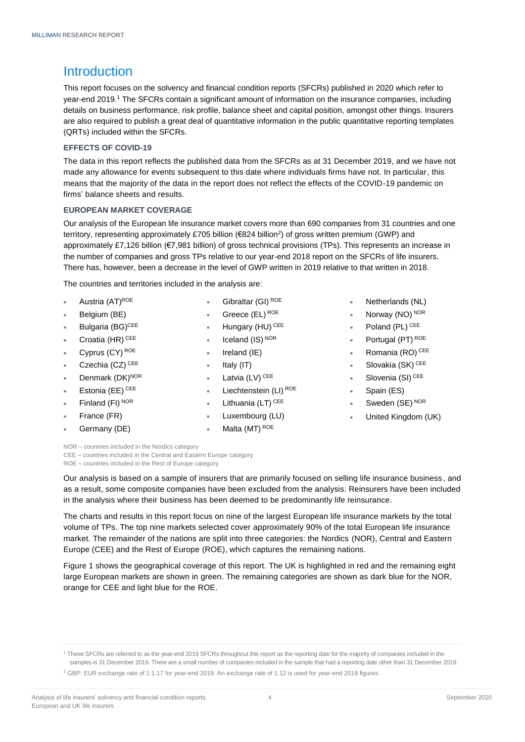# Introduction

This report focuses on the solvency and financial condition reports (SFCRs) published in 2020 which refer to year-end 2019.[1] The SFCRs contain a significant amount of information on the insurance companies, including details on business performance, risk profile, balance sheet and capital position, amongst other things. Insurers are also required to publish a great deal of quantitative information in the public quantitative reporting templates (QRTs) included within the SFCRs.

### EFFECTS OF COVID-19

The data in this report reflects the published data from the SFCRs as at 31 December 2019, and we have not made any allowance for events subsequent to this date where individuals firms have not. In particular, this means that the majority of the data in the report does not reflect the effects of the COVID-19 pandemic on firms' balance sheets and results.

### EUROPEAN MARKET COVERAGE

Our analysis of the European life insurance market covers more than 690 companies from 31 countries and one territory, representing approximately £705 billion (€824 billion[2]) of gross written premium (GWP) and approximately £7,126 billion (€7,981 billion) of gross technical provisions (TPs). This represents an increase in the number of companies and gross TPs relative to our year-end 2018 report on the SFCRs of life insurers. There has, however, been a decrease in the level of GWP written in 2019 relative to that written in 2018.

The countries and territories included in the analysis are:

- Austria (AT) ROE
- Belgium (BE)
- Bulgaria (BG) CEE
- Croatia (HR) CEE
- Cyprus (CY) ROE
- Czechia (CZ) CEE
- Denmark (DK) NOR
- Estonia (EE) CEE
- Finland (FI) NOR
- France (FR)
- Germany (DE)
- Gibraltar (GI) ROE
- Greece (EL) ROE
- Hungary (HU) CEE
- Iceland (IS) NOR
- Ireland (IE)
- Italy (IT)
- Latvia (LV) CEE
- Liechtenstein (LI) ROE
- Lithuania (LT) CEE
- Luxembourg (LU)
- Malta (MT) ROE
- Netherlands (NL)
- Norway (NO) NOR
- Poland (PL) CEE
- Portugal (PT) ROE
- Romania (RO) CEE
- Slovakia (SK) CEE
- Slovenia (SI) CEE
- Spain (ES)
- Sweden (SE) NOR
- United Kingdom (UK)

NOR – countries included in the Nordics category
CEE – countries included in the Central and Eastern Europe category
ROE – countries included in the Rest of Europe category

Our analysis is based on a sample of insurers that are primarily focused on selling life insurance business, and as a result, some composite companies have been excluded from the analysis. Reinsurers have been included in the analysis where their business has been deemed to be predominantly life reinsurance.

The charts and results in this report focus on nine of the largest European life insurance markets by the total volume of TPs. The top nine markets selected cover approximately 90% of the total European life insurance market. The remainder of the nations are split into three categories: the Nordics (NOR), Central and Eastern Europe (CEE) and the Rest of Europe (ROE), which captures the remaining nations.

Figure 1 shows the geographical coverage of this report. The UK is highlighted in red and the remaining eight large European markets are shown in green. The remaining categories are shown as dark blue for the NOR, orange for CEE and light blue for the ROE.

[1] These SFCRs are referred to as the year-end 2019 SFCRs throughout this report as the reporting date for the majority of companies included in the samples is 31 December 2019. There are a small number of companies included in the sample that had a reporting date other than 31 December 2019.

[2] GBP: EUR exchange rate of 1:1.17 for year-end 2019. An exchange rate of 1.12 is used for year-end 2018 figures.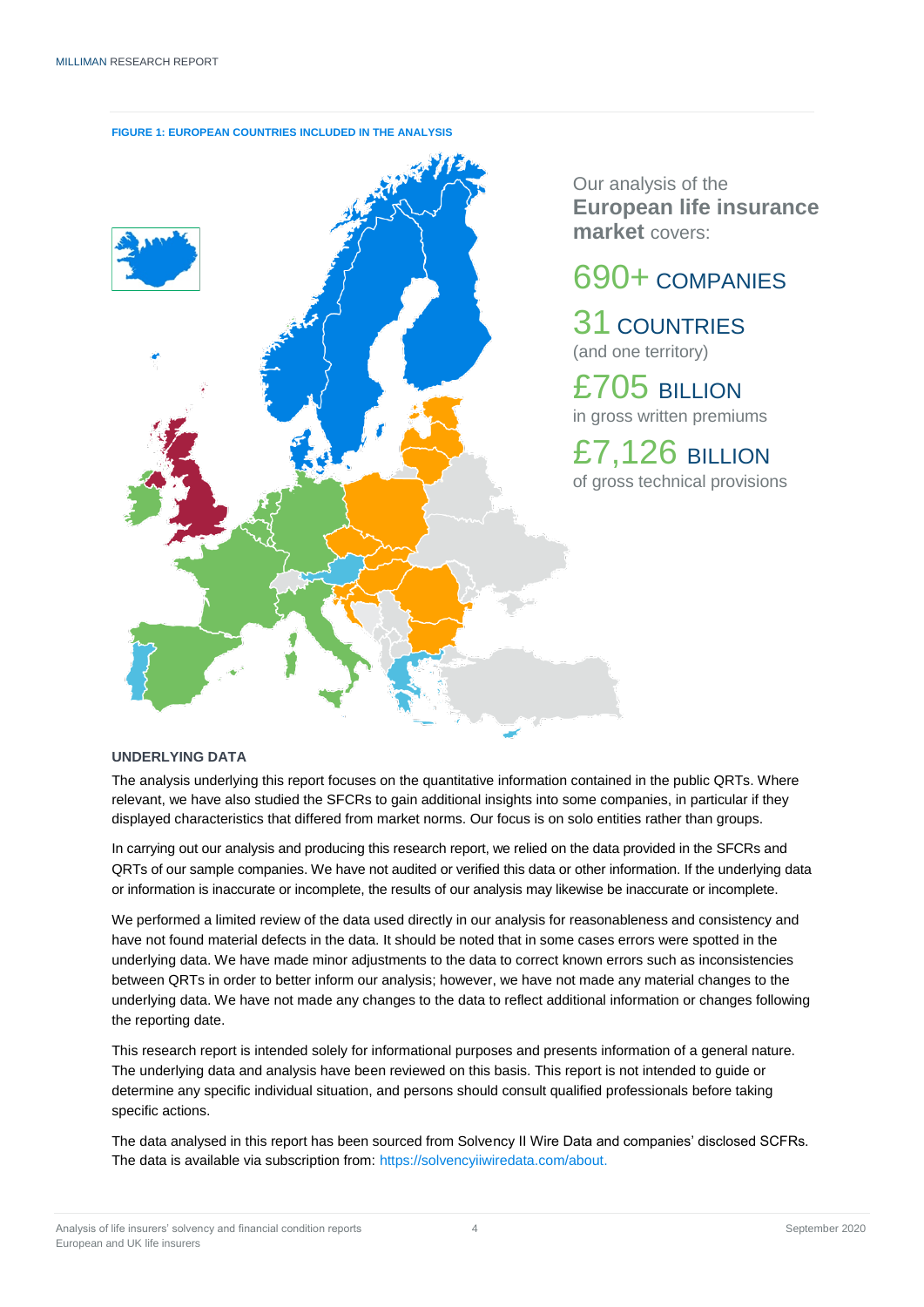FIGURE 1: EUROPEAN COUNTRIES INCLUDED IN THE ANALYSIS

Our analysis of the **European life insurance market** covers:

690+ COMPANIES

31 COUNTRIES
(and one territory)

£705 BILLION
in gross written premiums

£7,126 BILLION
of gross technical provisions

### UNDERLYING DATA

The analysis underlying this report focuses on the quantitative information contained in the public QRTs. Where relevant, we have also studied the SFCRs to gain additional insights into some companies, in particular if they displayed characteristics that differed from market norms. Our focus is on solo entities rather than groups.

In carrying out our analysis and producing this research report, we relied on the data provided in the SFCRs and QRTs of our sample companies. We have not audited or verified this data or other information. If the underlying data or information is inaccurate or incomplete, the results of our analysis may likewise be inaccurate or incomplete.

We performed a limited review of the data used directly in our analysis for reasonableness and consistency and have not found material defects in the data. It should be noted that in some cases errors were spotted in the underlying data. We have made minor adjustments to the data to correct known errors such as inconsistencies between QRTs in order to better inform our analysis; however, we have not made any material changes to the underlying data. We have not made any changes to the data to reflect additional information or changes following the reporting date.

This research report is intended solely for informational purposes and presents information of a general nature. The underlying data and analysis have been reviewed on this basis. This report is not intended to guide or determine any specific individual situation, and persons should consult qualified professionals before taking specific actions.

The data analysed in this report has been sourced from Solvency II Wire Data and companies' disclosed SCFRs. The data is available via subscription from: https://solvencyiiwiredata.com/about.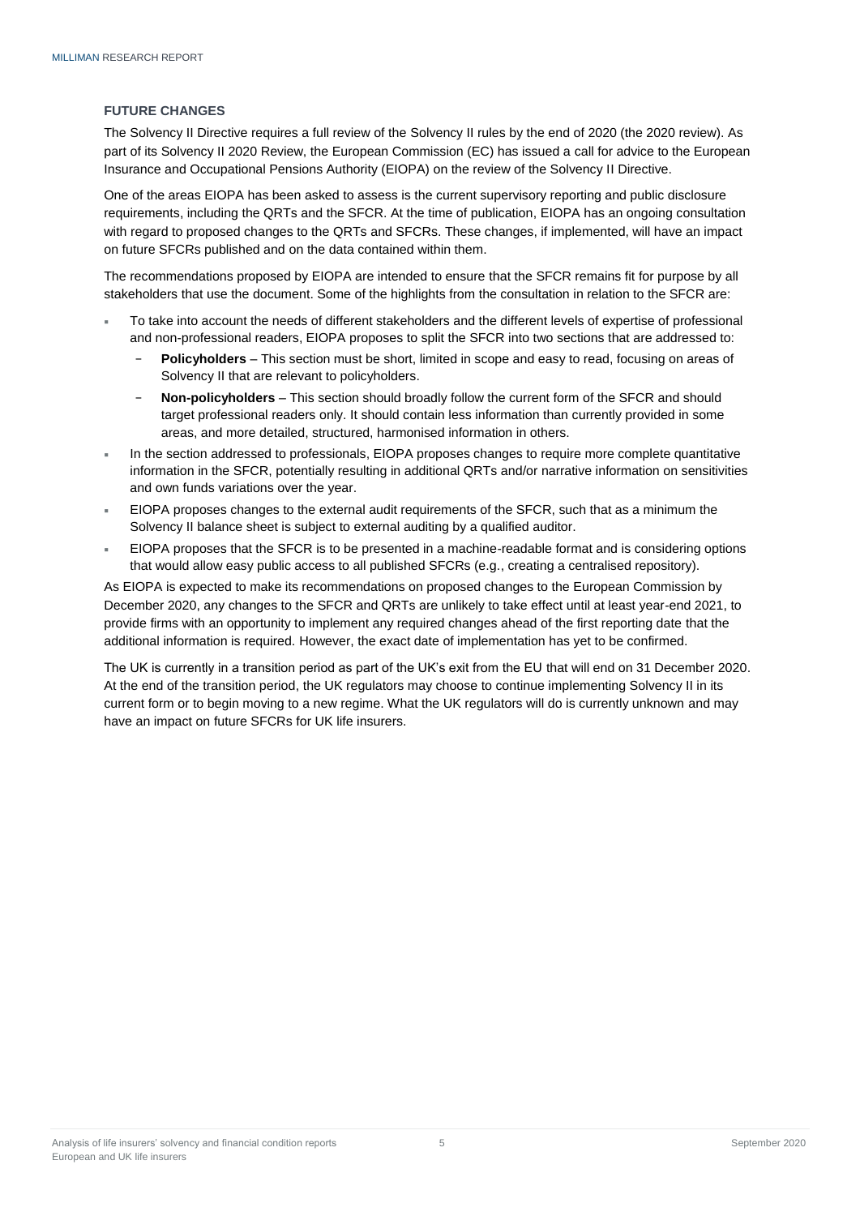### FUTURE CHANGES

The Solvency II Directive requires a full review of the Solvency II rules by the end of 2020 (the 2020 review). As part of its Solvency II 2020 Review, the European Commission (EC) has issued a call for advice to the European Insurance and Occupational Pensions Authority (EIOPA) on the review of the Solvency II Directive.

One of the areas EIOPA has been asked to assess is the current supervisory reporting and public disclosure requirements, including the QRTs and the SFCR. At the time of publication, EIOPA has an ongoing consultation with regard to proposed changes to the QRTs and SFCRs. These changes, if implemented, will have an impact on future SFCRs published and on the data contained within them.

The recommendations proposed by EIOPA are intended to ensure that the SFCR remains fit for purpose by all stakeholders that use the document. Some of the highlights from the consultation in relation to the SFCR are:

- To take into account the needs of different stakeholders and the different levels of expertise of professional and non-professional readers, EIOPA proposes to split the SFCR into two sections that are addressed to:
  - **Policyholders** – This section must be short, limited in scope and easy to read, focusing on areas of Solvency II that are relevant to policyholders.
  - **Non-policyholders** – This section should broadly follow the current form of the SFCR and should target professional readers only. It should contain less information than currently provided in some areas, and more detailed, structured, harmonised information in others.
- In the section addressed to professionals, EIOPA proposes changes to require more complete quantitative information in the SFCR, potentially resulting in additional QRTs and/or narrative information on sensitivities and own funds variations over the year.
- EIOPA proposes changes to the external audit requirements of the SFCR, such that as a minimum the Solvency II balance sheet is subject to external auditing by a qualified auditor.
- EIOPA proposes that the SFCR is to be presented in a machine-readable format and is considering options that would allow easy public access to all published SFCRs (e.g., creating a centralised repository).

As EIOPA is expected to make its recommendations on proposed changes to the European Commission by December 2020, any changes to the SFCR and QRTs are unlikely to take effect until at least year-end 2021, to provide firms with an opportunity to implement any required changes ahead of the first reporting date that the additional information is required. However, the exact date of implementation has yet to be confirmed.

The UK is currently in a transition period as part of the UK's exit from the EU that will end on 31 December 2020. At the end of the transition period, the UK regulators may choose to continue implementing Solvency II in its current form or to begin moving to a new regime. What the UK regulators will do is currently unknown and may have an impact on future SFCRs for UK life insurers.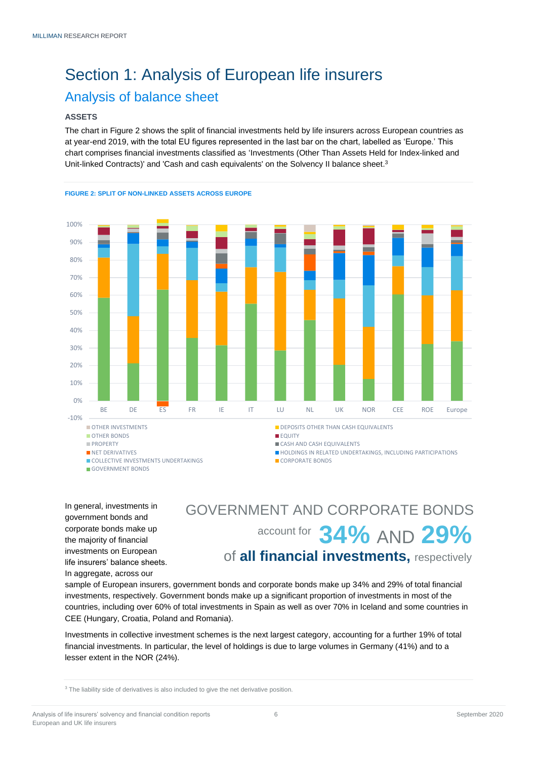# Section 1: Analysis of European life insurers

## Analysis of balance sheet

### ASSETS

The chart in Figure 2 shows the split of financial investments held by life insurers across European countries as at year-end 2019, with the total EU figures represented in the last bar on the chart, labelled as 'Europe.' This chart comprises financial investments classified as 'Investments (Other Than Assets Held for Index-linked and Unit-linked Contracts)' and 'Cash and cash equivalents' on the Solvency II balance sheet.[3]

**FIGURE 2: SPLIT OF NON-LINKED ASSETS ACROSS EUROPE**

In general, investments in government bonds and corporate bonds make up the majority of financial investments on European life insurers' balance sheets. In aggregate, across our sample of European insurers, government bonds and corporate bonds make up 34% and 29% of total financial investments, respectively. Government bonds make up a significant proportion of investments in most of the countries, including over 60% of total investments in Spain as well as over 70% in Iceland and some countries in CEE (Hungary, Croatia, Poland and Romania).

GOVERNMENT AND CORPORATE BONDS account for **34%** AND **29%** of **all financial investments,** respectively

Investments in collective investment schemes is the next largest category, accounting for a further 19% of total financial investments. In particular, the level of holdings is due to large volumes in Germany (41%) and to a lesser extent in the NOR (24%).

[3] The liability side of derivatives is also included to give the net derivative position.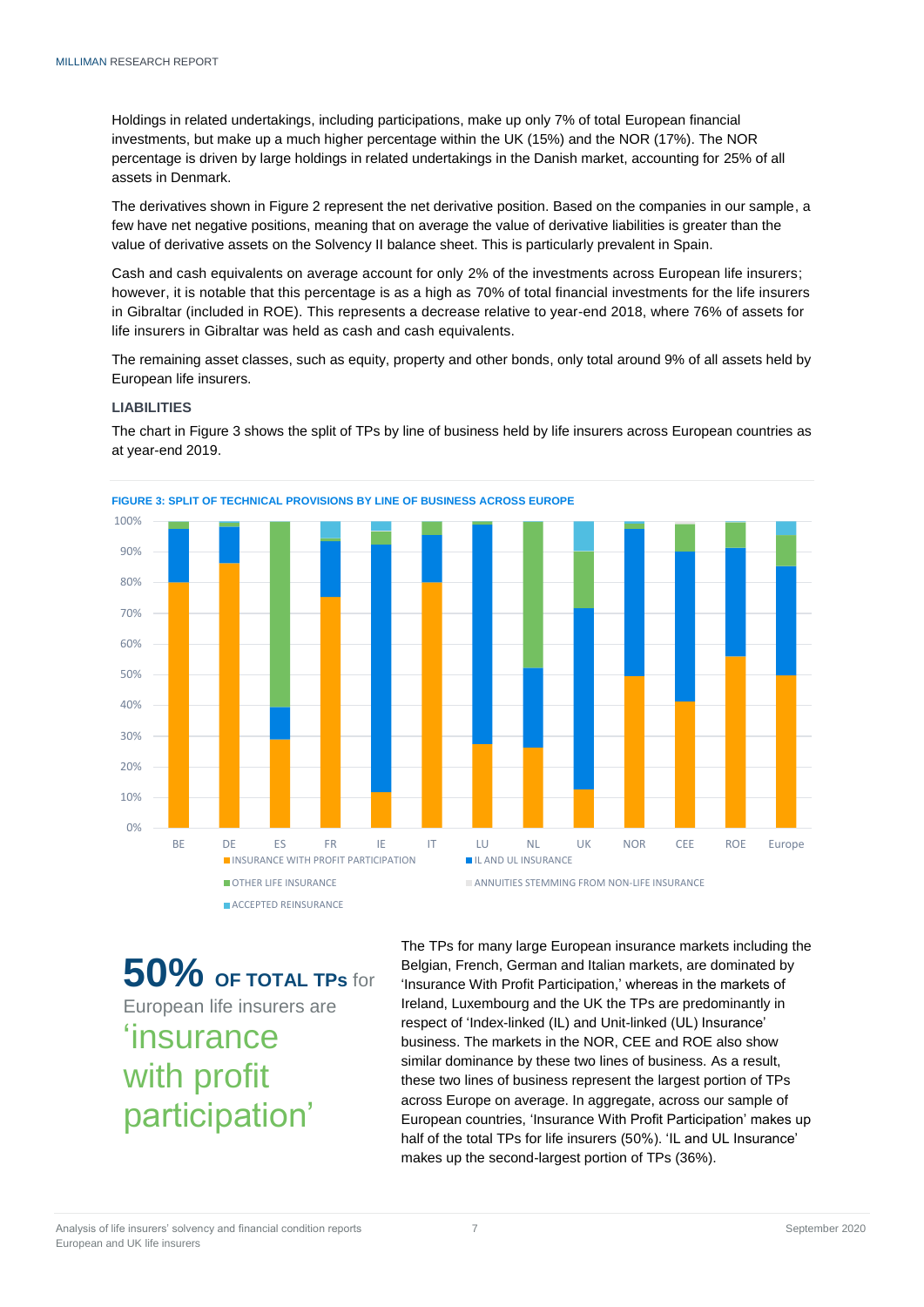Holdings in related undertakings, including participations, make up only 7% of total European financial investments, but make up a much higher percentage within the UK (15%) and the NOR (17%). The NOR percentage is driven by large holdings in related undertakings in the Danish market, accounting for 25% of all assets in Denmark.

The derivatives shown in Figure 2 represent the net derivative position. Based on the companies in our sample, a few have net negative positions, meaning that on average the value of derivative liabilities is greater than the value of derivative assets on the Solvency II balance sheet. This is particularly prevalent in Spain.

Cash and cash equivalents on average account for only 2% of the investments across European life insurers; however, it is notable that this percentage is as a high as 70% of total financial investments for the life insurers in Gibraltar (included in ROE). This represents a decrease relative to year-end 2018, where 76% of assets for life insurers in Gibraltar was held as cash and cash equivalents.

The remaining asset classes, such as equity, property and other bonds, only total around 9% of all assets held by European life insurers.

#### LIABILITIES

The chart in Figure 3 shows the split of TPs by line of business held by life insurers across European countries as at year-end 2019.

FIGURE 3: SPLIT OF TECHNICAL PROVISIONS BY LINE OF BUSINESS ACROSS EUROPE

**50%** OF TOTAL TPs for European life insurers are 'insurance with profit participation'

The TPs for many large European insurance markets including the Belgian, French, German and Italian markets, are dominated by 'Insurance With Profit Participation,' whereas in the markets of Ireland, Luxembourg and the UK the TPs are predominantly in respect of 'Index-linked (IL) and Unit-linked (UL) Insurance' business. The markets in the NOR, CEE and ROE also show similar dominance by these two lines of business. As a result, these two lines of business represent the largest portion of TPs across Europe on average. In aggregate, across our sample of European countries, 'Insurance With Profit Participation' makes up half of the total TPs for life insurers (50%). 'IL and UL Insurance' makes up the second-largest portion of TPs (36%).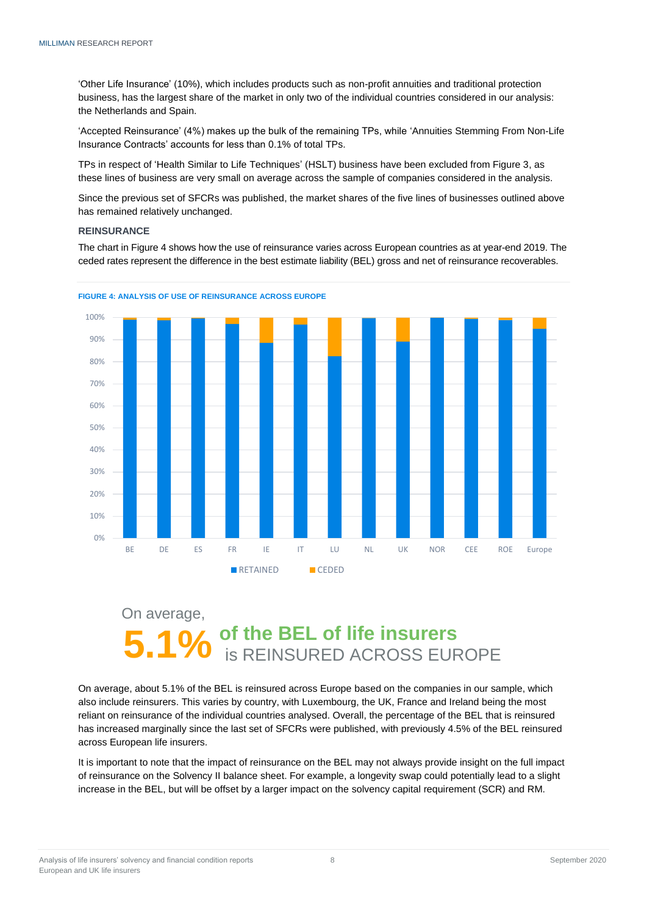'Other Life Insurance' (10%), which includes products such as non-profit annuities and traditional protection business, has the largest share of the market in only two of the individual countries considered in our analysis: the Netherlands and Spain.

'Accepted Reinsurance' (4%) makes up the bulk of the remaining TPs, while 'Annuities Stemming From Non-Life Insurance Contracts' accounts for less than 0.1% of total TPs.

TPs in respect of 'Health Similar to Life Techniques' (HSLT) business have been excluded from Figure 3, as these lines of business are very small on average across the sample of companies considered in the analysis.

Since the previous set of SFCRs was published, the market shares of the five lines of businesses outlined above has remained relatively unchanged.

### REINSURANCE

The chart in Figure 4 shows how the use of reinsurance varies across European countries as at year-end 2019. The ceded rates represent the difference in the best estimate liability (BEL) gross and net of reinsurance recoverables.

FIGURE 4: ANALYSIS OF USE OF REINSURANCE ACROSS EUROPE

On average, **5.1%** of the BEL of life insurers is REINSURED ACROSS EUROPE

On average, about 5.1% of the BEL is reinsured across Europe based on the companies in our sample, which also include reinsurers. This varies by country, with Luxembourg, the UK, France and Ireland being the most reliant on reinsurance of the individual countries analysed. Overall, the percentage of the BEL that is reinsured has increased marginally since the last set of SFCRs were published, with previously 4.5% of the BEL reinsured across European life insurers.

It is important to note that the impact of reinsurance on the BEL may not always provide insight on the full impact of reinsurance on the Solvency II balance sheet. For example, a longevity swap could potentially lead to a slight increase in the BEL, but will be offset by a larger impact on the solvency capital requirement (SCR) and RM.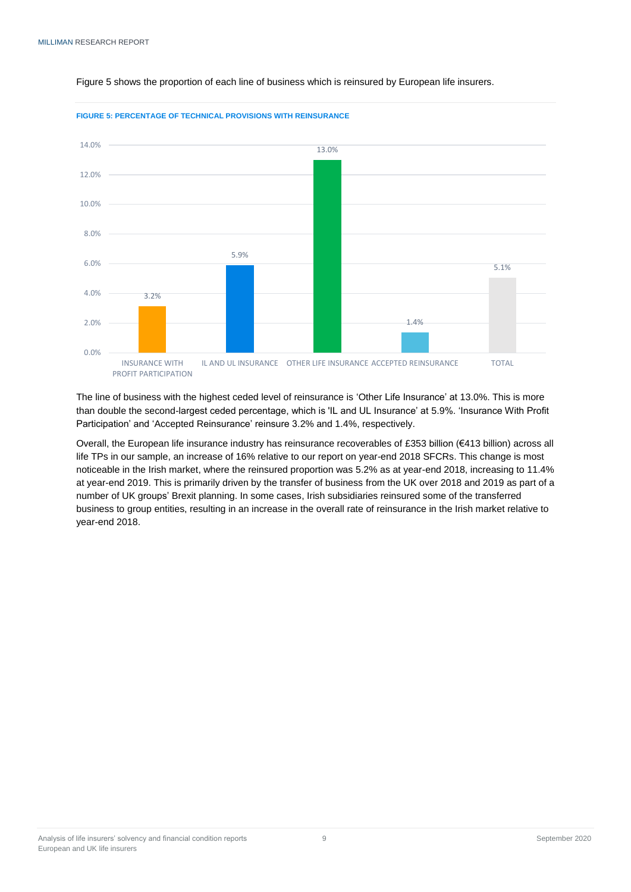Figure 5 shows the proportion of each line of business which is reinsured by European life insurers.

**FIGURE 5: PERCENTAGE OF TECHNICAL PROVISIONS WITH REINSURANCE**

| Line of business | Percentage |
|---|---|
| INSURANCE WITH PROFIT PARTICIPATION | 3.2% |
| IL AND UL INSURANCE | 5.9% |
| OTHER LIFE INSURANCE | 13.0% |
| ACCEPTED REINSURANCE | 1.4% |
| TOTAL | 5.1% |

The line of business with the highest ceded level of reinsurance is 'Other Life Insurance' at 13.0%. This is more than double the second-largest ceded percentage, which is 'IL and UL Insurance' at 5.9%. 'Insurance With Profit Participation' and 'Accepted Reinsurance' reinsure 3.2% and 1.4%, respectively.

Overall, the European life insurance industry has reinsurance recoverables of £353 billion (€413 billion) across all life TPs in our sample, an increase of 16% relative to our report on year-end 2018 SFCRs. This change is most noticeable in the Irish market, where the reinsured proportion was 5.2% as at year-end 2018, increasing to 11.4% at year-end 2019. This is primarily driven by the transfer of business from the UK over 2018 and 2019 as part of a number of UK groups' Brexit planning. In some cases, Irish subsidiaries reinsured some of the transferred business to group entities, resulting in an increase in the overall rate of reinsurance in the Irish market relative to year-end 2018.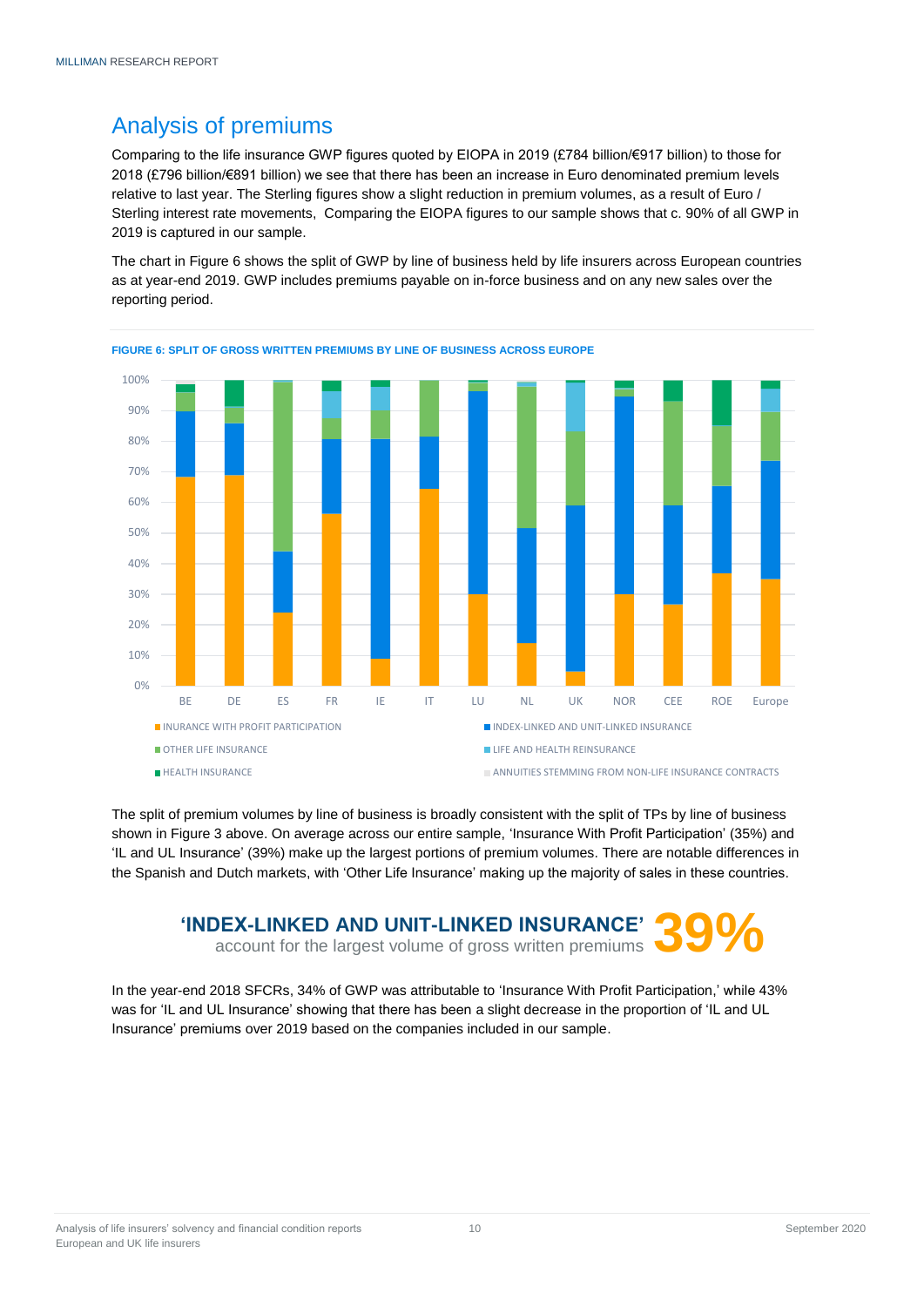## Analysis of premiums

Comparing to the life insurance GWP figures quoted by EIOPA in 2019 (£784 billion/€917 billion) to those for 2018 (£796 billion/€891 billion) we see that there has been an increase in Euro denominated premium levels relative to last year. The Sterling figures show a slight reduction in premium volumes, as a result of Euro / Sterling interest rate movements, Comparing the EIOPA figures to our sample shows that c. 90% of all GWP in 2019 is captured in our sample.

The chart in Figure 6 shows the split of GWP by line of business held by life insurers across European countries as at year-end 2019. GWP includes premiums payable on in-force business and on any new sales over the reporting period.

**FIGURE 6: SPLIT OF GROSS WRITTEN PREMIUMS BY LINE OF BUSINESS ACROSS EUROPE**

The split of premium volumes by line of business is broadly consistent with the split of TPs by line of business shown in Figure 3 above. On average across our entire sample, 'Insurance With Profit Participation' (35%) and 'IL and UL Insurance' (39%) make up the largest portions of premium volumes. There are notable differences in the Spanish and Dutch markets, with 'Other Life Insurance' making up the majority of sales in these countries.

**'INDEX-LINKED AND UNIT-LINKED INSURANCE'** account for the largest volume of gross written premiums **39%**

In the year-end 2018 SFCRs, 34% of GWP was attributable to 'Insurance With Profit Participation,' while 43% was for 'IL and UL Insurance' showing that there has been a slight decrease in the proportion of 'IL and UL Insurance' premiums over 2019 based on the companies included in our sample.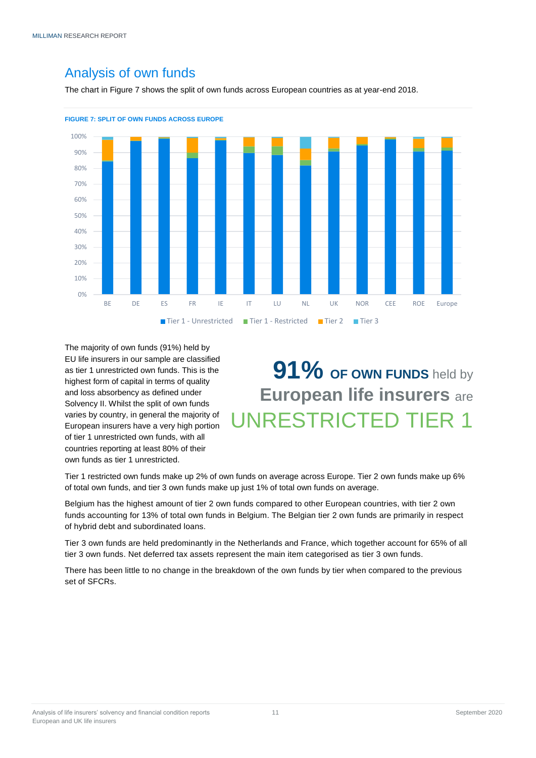## Analysis of own funds

The chart in Figure 7 shows the split of own funds across European countries as at year-end 2018.

**FIGURE 7: SPLIT OF OWN FUNDS ACROSS EUROPE**

100%
90%
80%
70%
60%
50%
40%
30%
20%
10%
0%

BE DE ES FR IE IT LU NL UK NOR CEE ROE Europe

Tier 1 - Unrestricted | Tier 1 - Restricted | Tier 2 | Tier 3

The majority of own funds (91%) held by EU life insurers in our sample are classified as tier 1 unrestricted own funds. This is the highest form of capital in terms of quality and loss absorbency as defined under Solvency II. Whilst the split of own funds varies by country, in general the majority of European insurers have a very high portion of tier 1 unrestricted own funds, with all countries reporting at least 80% of their own funds as tier 1 unrestricted.

**91% OF OWN FUNDS** held by **European life insurers** are UNRESTRICTED TIER 1

Tier 1 restricted own funds make up 2% of own funds on average across Europe. Tier 2 own funds make up 6% of total own funds, and tier 3 own funds make up just 1% of total own funds on average.

Belgium has the highest amount of tier 2 own funds compared to other European countries, with tier 2 own funds accounting for 13% of total own funds in Belgium. The Belgian tier 2 own funds are primarily in respect of hybrid debt and subordinated loans.

Tier 3 own funds are held predominantly in the Netherlands and France, which together account for 65% of all tier 3 own funds. Net deferred tax assets represent the main item categorised as tier 3 own funds.

There has been little to no change in the breakdown of the own funds by tier when compared to the previous set of SFCRs.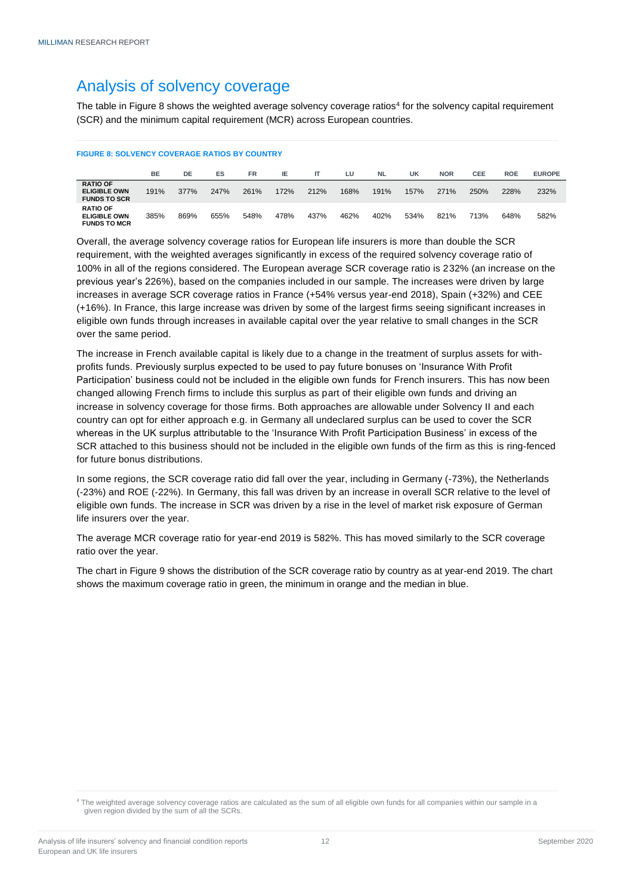# Analysis of solvency coverage

The table in Figure 8 shows the weighted average solvency coverage ratios[4] for the solvency capital requirement (SCR) and the minimum capital requirement (MCR) across European countries.

**FIGURE 8: SOLVENCY COVERAGE RATIOS BY COUNTRY**

| | BE | DE | ES | FR | IE | IT | LU | NL | UK | NOR | CEE | ROE | EUROPE |
|---|---|---|---|---|---|---|---|---|---|---|---|---|---|
| **RATIO OF ELIGIBLE OWN FUNDS TO SCR** | 191% | 377% | 247% | 261% | 172% | 212% | 168% | 191% | 157% | 271% | 250% | 228% | 232% |
| **RATIO OF ELIGIBLE OWN FUNDS TO MCR** | 385% | 869% | 655% | 548% | 478% | 437% | 462% | 402% | 534% | 821% | 713% | 648% | 582% |

Overall, the average solvency coverage ratios for European life insurers is more than double the SCR requirement, with the weighted averages significantly in excess of the required solvency coverage ratio of 100% in all of the regions considered. The European average SCR coverage ratio is 232% (an increase on the previous year's 226%), based on the companies included in our sample. The increases were driven by large increases in average SCR coverage ratios in France (+54% versus year-end 2018), Spain (+32%) and CEE (+16%). In France, this large increase was driven by some of the largest firms seeing significant increases in eligible own funds through increases in available capital over the year relative to small changes in the SCR over the same period.

The increase in French available capital is likely due to a change in the treatment of surplus assets for with-profits funds. Previously surplus expected to be used to pay future bonuses on 'Insurance With Profit Participation' business could not be included in the eligible own funds for French insurers. This has now been changed allowing French firms to include this surplus as part of their eligible own funds and driving an increase in solvency coverage for those firms. Both approaches are allowable under Solvency II and each country can opt for either approach e.g. in Germany all undeclared surplus can be used to cover the SCR whereas in the UK surplus attributable to the 'Insurance With Profit Participation Business' in excess of the SCR attached to this business should not be included in the eligible own funds of the firm as this is ring-fenced for future bonus distributions.

In some regions, the SCR coverage ratio did fall over the year, including in Germany (-73%), the Netherlands (-23%) and ROE (-22%). In Germany, this fall was driven by an increase in overall SCR relative to the level of eligible own funds. The increase in SCR was driven by a rise in the level of market risk exposure of German life insurers over the year.

The average MCR coverage ratio for year-end 2019 is 582%. This has moved similarly to the SCR coverage ratio over the year.

The chart in Figure 9 shows the distribution of the SCR coverage ratio by country as at year-end 2019. The chart shows the maximum coverage ratio in green, the minimum in orange and the median in blue.

[4] The weighted average solvency coverage ratios are calculated as the sum of all eligible own funds for all companies within our sample in a given region divided by the sum of all the SCRs.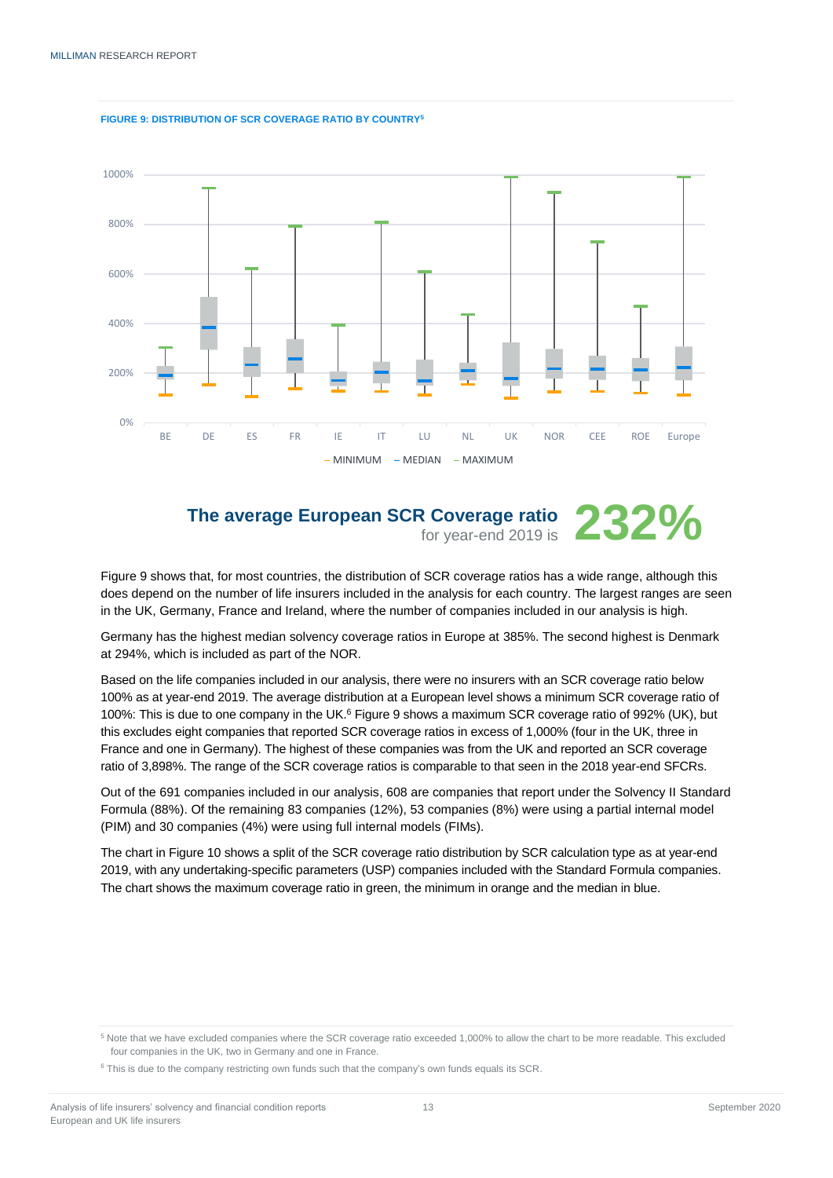FIGURE 9: DISTRIBUTION OF SCR COVERAGE RATIO BY COUNTRY[5]

**The average European SCR Coverage ratio** for year-end 2019 is **232%**

Figure 9 shows that, for most countries, the distribution of SCR coverage ratios has a wide range, although this does depend on the number of life insurers included in the analysis for each country. The largest ranges are seen in the UK, Germany, France and Ireland, where the number of companies included in our analysis is high.

Germany has the highest median solvency coverage ratios in Europe at 385%. The second highest is Denmark at 294%, which is included as part of the NOR.

Based on the life companies included in our analysis, there were no insurers with an SCR coverage ratio below 100% as at year-end 2019. The average distribution at a European level shows a minimum SCR coverage ratio of 100%: This is due to one company in the UK.[6] Figure 9 shows a maximum SCR coverage ratio of 992% (UK), but this excludes eight companies that reported SCR coverage ratios in excess of 1,000% (four in the UK, three in France and one in Germany). The highest of these companies was from the UK and reported an SCR coverage ratio of 3,898%. The range of the SCR coverage ratios is comparable to that seen in the 2018 year-end SFCRs.

Out of the 691 companies included in our analysis, 608 are companies that report under the Solvency II Standard Formula (88%). Of the remaining 83 companies (12%), 53 companies (8%) were using a partial internal model (PIM) and 30 companies (4%) were using full internal models (FIMs).

The chart in Figure 10 shows a split of the SCR coverage ratio distribution by SCR calculation type as at year-end 2019, with any undertaking-specific parameters (USP) companies included with the Standard Formula companies. The chart shows the maximum coverage ratio in green, the minimum in orange and the median in blue.

[5] Note that we have excluded companies where the SCR coverage ratio exceeded 1,000% to allow the chart to be more readable. This excluded four companies in the UK, two in Germany and one in France.

[6] This is due to the company restricting own funds such that the company's own funds equals its SCR.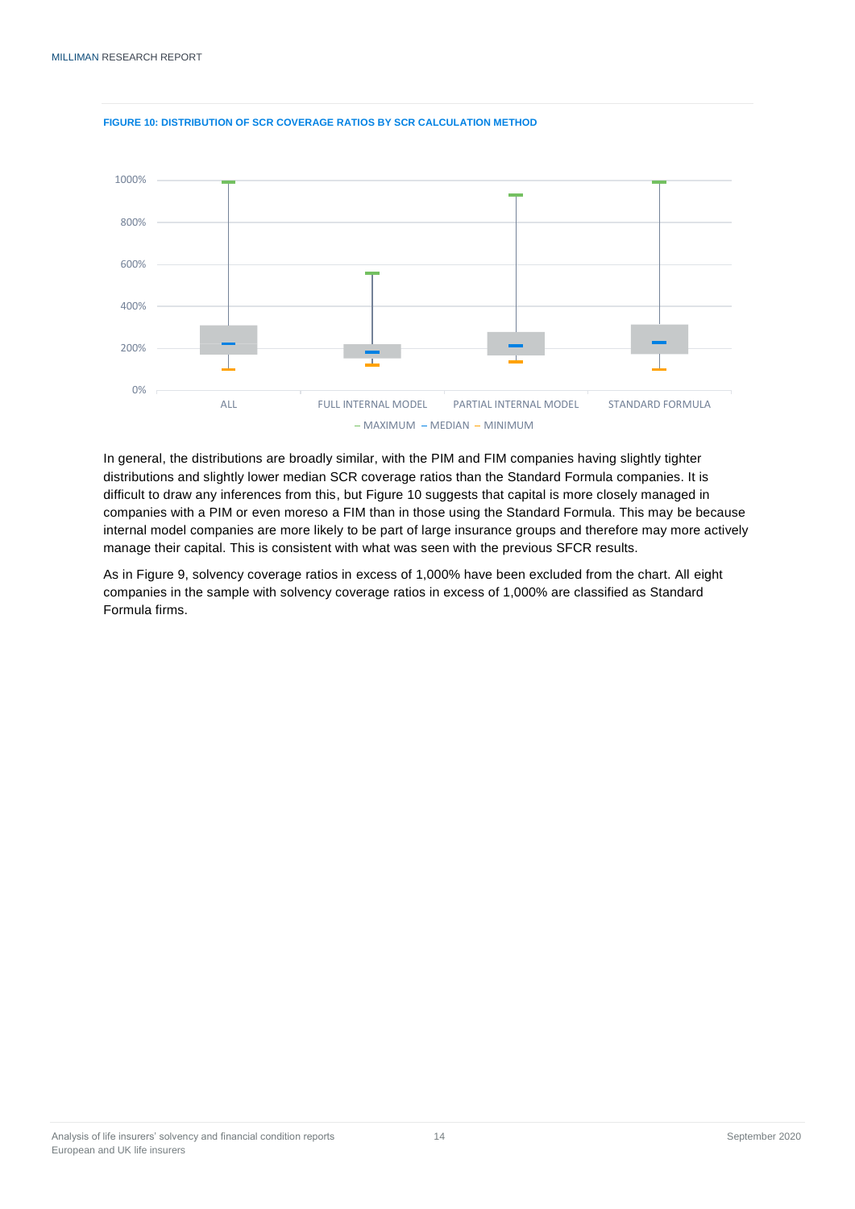**FIGURE 10: DISTRIBUTION OF SCR COVERAGE RATIOS BY SCR CALCULATION METHOD**

In general, the distributions are broadly similar, with the PIM and FIM companies having slightly tighter distributions and slightly lower median SCR coverage ratios than the Standard Formula companies. It is difficult to draw any inferences from this, but Figure 10 suggests that capital is more closely managed in companies with a PIM or even moreso a FIM than in those using the Standard Formula. This may be because internal model companies are more likely to be part of large insurance groups and therefore may more actively manage their capital. This is consistent with what was seen with the previous SFCR results.

As in Figure 9, solvency coverage ratios in excess of 1,000% have been excluded from the chart. All eight companies in the sample with solvency coverage ratios in excess of 1,000% are classified as Standard Formula firms.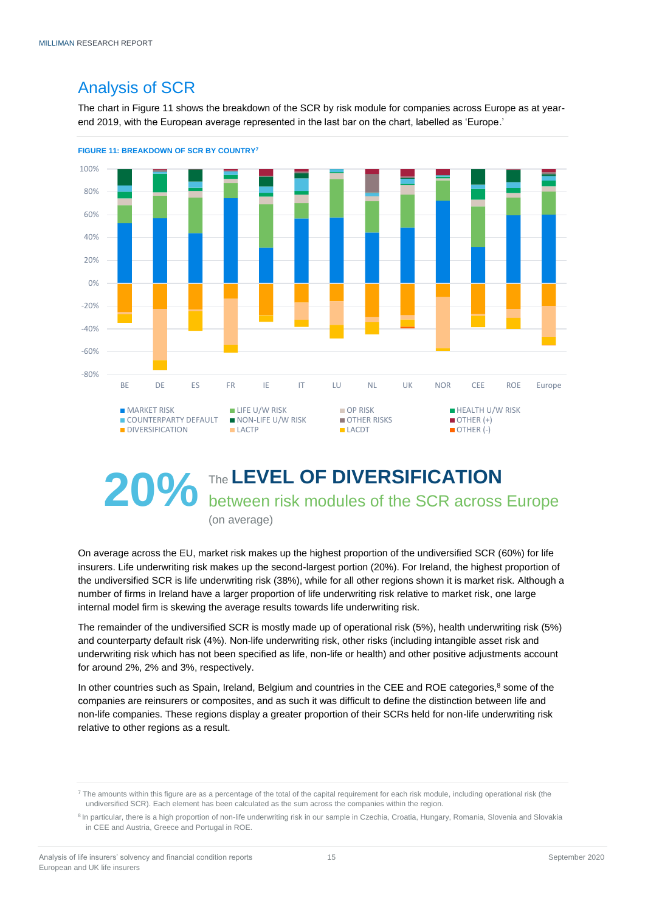## Analysis of SCR

The chart in Figure 11 shows the breakdown of the SCR by risk module for companies across Europe as at year-end 2019, with the European average represented in the last bar on the chart, labelled as 'Europe.'

**FIGURE 11: BREAKDOWN OF SCR BY COUNTRY[7]**

**20%** The **LEVEL OF DIVERSIFICATION** between risk modules of the SCR across Europe (on average)

On average across the EU, market risk makes up the highest proportion of the undiversified SCR (60%) for life insurers. Life underwriting risk makes up the second-largest portion (20%). For Ireland, the highest proportion of the undiversified SCR is life underwriting risk (38%), while for all other regions shown it is market risk. Although a number of firms in Ireland have a larger proportion of life underwriting risk relative to market risk, one large internal model firm is skewing the average results towards life underwriting risk.

The remainder of the undiversified SCR is mostly made up of operational risk (5%), health underwriting risk (5%) and counterparty default risk (4%). Non-life underwriting risk, other risks (including intangible asset risk and underwriting risk which has not been specified as life, non-life or health) and other positive adjustments account for around 2%, 2% and 3%, respectively.

In other countries such as Spain, Ireland, Belgium and countries in the CEE and ROE categories,[8] some of the companies are reinsurers or composites, and as such it was difficult to define the distinction between life and non-life companies. These regions display a greater proportion of their SCRs held for non-life underwriting risk relative to other regions as a result.

---

[7] The amounts within this figure are as a percentage of the total of the capital requirement for each risk module, including operational risk (the undiversified SCR). Each element has been calculated as the sum across the companies within the region.

[8] In particular, there is a high proportion of non-life underwriting risk in our sample in Czechia, Croatia, Hungary, Romania, Slovenia and Slovakia in CEE and Austria, Greece and Portugal in ROE.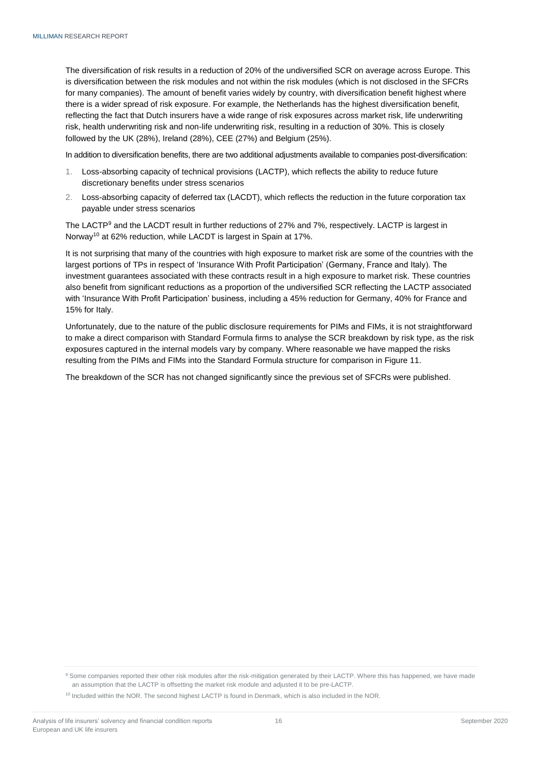The diversification of risk results in a reduction of 20% of the undiversified SCR on average across Europe. This is diversification between the risk modules and not within the risk modules (which is not disclosed in the SFCRs for many companies). The amount of benefit varies widely by country, with diversification benefit highest where there is a wider spread of risk exposure. For example, the Netherlands has the highest diversification benefit, reflecting the fact that Dutch insurers have a wide range of risk exposures across market risk, life underwriting risk, health underwriting risk and non-life underwriting risk, resulting in a reduction of 30%. This is closely followed by the UK (28%), Ireland (28%), CEE (27%) and Belgium (25%).

In addition to diversification benefits, there are two additional adjustments available to companies post-diversification:

1. Loss-absorbing capacity of technical provisions (LACTP), which reflects the ability to reduce future discretionary benefits under stress scenarios
2. Loss-absorbing capacity of deferred tax (LACDT), which reflects the reduction in the future corporation tax payable under stress scenarios

The LACTP[9] and the LACDT result in further reductions of 27% and 7%, respectively. LACTP is largest in Norway[10] at 62% reduction, while LACDT is largest in Spain at 17%.

It is not surprising that many of the countries with high exposure to market risk are some of the countries with the largest portions of TPs in respect of 'Insurance With Profit Participation' (Germany, France and Italy). The investment guarantees associated with these contracts result in a high exposure to market risk. These countries also benefit from significant reductions as a proportion of the undiversified SCR reflecting the LACTP associated with 'Insurance With Profit Participation' business, including a 45% reduction for Germany, 40% for France and 15% for Italy.

Unfortunately, due to the nature of the public disclosure requirements for PIMs and FIMs, it is not straightforward to make a direct comparison with Standard Formula firms to analyse the SCR breakdown by risk type, as the risk exposures captured in the internal models vary by company. Where reasonable we have mapped the risks resulting from the PIMs and FIMs into the Standard Formula structure for comparison in Figure 11.

The breakdown of the SCR has not changed significantly since the previous set of SFCRs were published.

[9] Some companies reported their other risk modules after the risk-mitigation generated by their LACTP. Where this has happened, we have made an assumption that the LACTP is offsetting the market risk module and adjusted it to be pre-LACTP.

[10] Included within the NOR. The second highest LACTP is found in Denmark, which is also included in the NOR.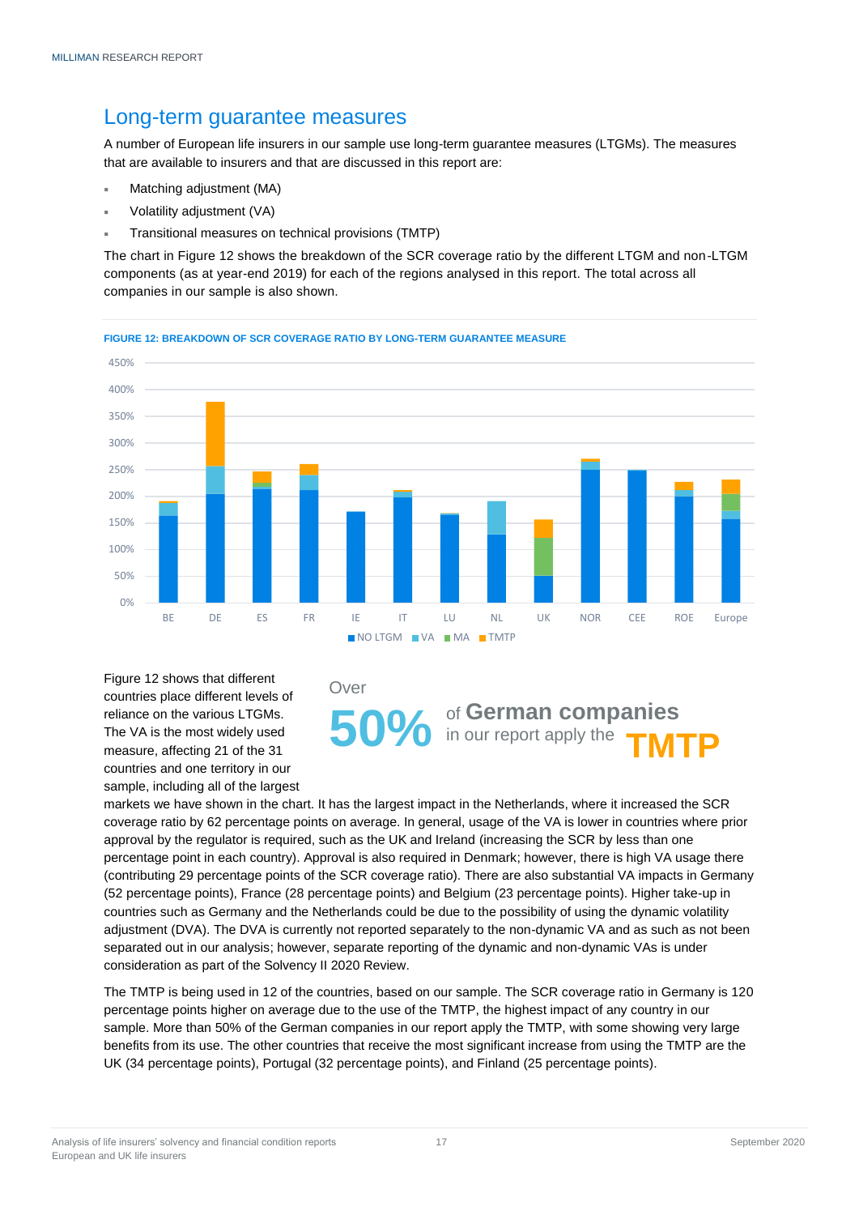## Long-term guarantee measures

A number of European life insurers in our sample use long-term guarantee measures (LTGMs). The measures that are available to insurers and that are discussed in this report are:

- Matching adjustment (MA)
- Volatility adjustment (VA)
- Transitional measures on technical provisions (TMTP)

The chart in Figure 12 shows the breakdown of the SCR coverage ratio by the different LTGM and non-LTGM components (as at year-end 2019) for each of the regions analysed in this report. The total across all companies in our sample is also shown.

**FIGURE 12: BREAKDOWN OF SCR COVERAGE RATIO BY LONG-TERM GUARANTEE MEASURE**

Figure 12 shows that different countries place different levels of reliance on the various LTGMs. The VA is the most widely used measure, affecting 21 of the 31 countries and one territory in our sample, including all of the largest markets we have shown in the chart. It has the largest impact in the Netherlands, where it increased the SCR coverage ratio by 62 percentage points. In general, usage of the VA is lower in countries where prior approval by the regulator is required, such as the UK and Ireland (increasing the SCR by less than one percentage point in each country). Approval is also required in Denmark; however, there is high VA usage there (contributing 29 percentage points of the SCR coverage ratio). There are also substantial VA impacts in Germany (52 percentage points), France (28 percentage points) and Belgium (23 percentage points). Higher take-up in countries such as Germany and the Netherlands could be due to the possibility of using the dynamic volatility adjustment (DVA). The DVA is currently not reported separately to the non-dynamic VA and as such as not been separated out in our analysis; however, separate reporting of the dynamic and non-dynamic VAs is under consideration as part of the Solvency II 2020 Review.

Over **50%** of **German companies** in our report apply the **TMTP**

The TMTP is being used in 12 of the countries, based on our sample. The SCR coverage ratio in Germany is 120 percentage points higher on average due to the use of the TMTP, the highest impact of any country in our sample. More than 50% of the German companies in our report apply the TMTP, with some showing very large benefits from its use. The other countries that receive the most significant increase from using the TMTP are the UK (34 percentage points), Portugal (32 percentage points), and Finland (25 percentage points).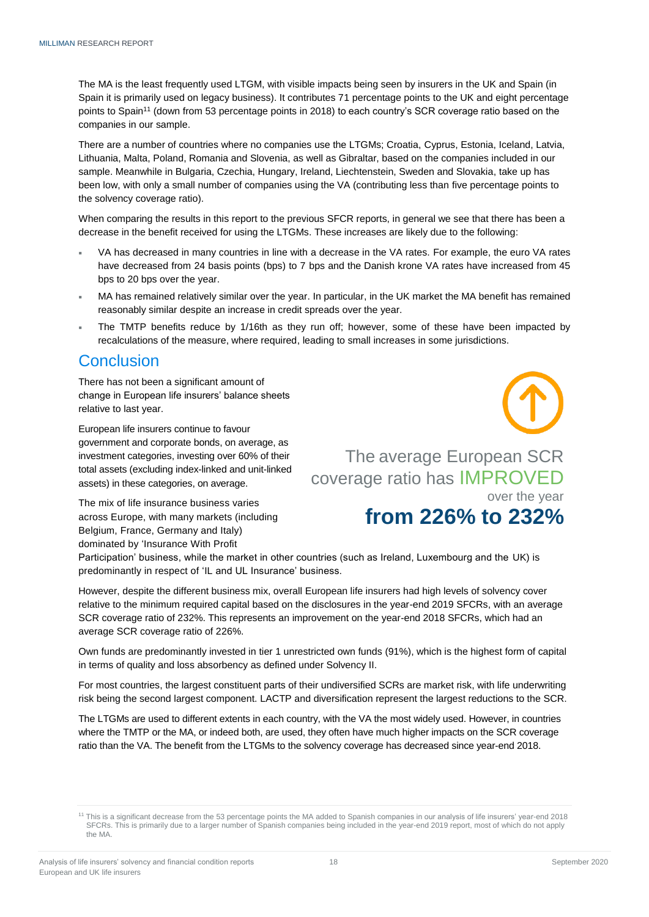The MA is the least frequently used LTGM, with visible impacts being seen by insurers in the UK and Spain (in Spain it is primarily used on legacy business). It contributes 71 percentage points to the UK and eight percentage points to Spain[11] (down from 53 percentage points in 2018) to each country's SCR coverage ratio based on the companies in our sample.

There are a number of countries where no companies use the LTGMs; Croatia, Cyprus, Estonia, Iceland, Latvia, Lithuania, Malta, Poland, Romania and Slovenia, as well as Gibraltar, based on the companies included in our sample. Meanwhile in Bulgaria, Czechia, Hungary, Ireland, Liechtenstein, Sweden and Slovakia, take up has been low, with only a small number of companies using the VA (contributing less than five percentage points to the solvency coverage ratio).

When comparing the results in this report to the previous SFCR reports, in general we see that there has been a decrease in the benefit received for using the LTGMs. These increases are likely due to the following:

- VA has decreased in many countries in line with a decrease in the VA rates. For example, the euro VA rates have decreased from 24 basis points (bps) to 7 bps and the Danish krone VA rates have increased from 45 bps to 20 bps over the year.
- MA has remained relatively similar over the year. In particular, in the UK market the MA benefit has remained reasonably similar despite an increase in credit spreads over the year.
- The TMTP benefits reduce by 1/16th as they run off; however, some of these have been impacted by recalculations of the measure, where required, leading to small increases in some jurisdictions.

## Conclusion

There has not been a significant amount of change in European life insurers' balance sheets relative to last year.

European life insurers continue to favour government and corporate bonds, on average, as investment categories, investing over 60% of their total assets (excluding index-linked and unit-linked assets) in these categories, on average.

The mix of life insurance business varies across Europe, with many markets (including Belgium, France, Germany and Italy) dominated by 'Insurance With Profit Participation' business, while the market in other countries (such as Ireland, Luxembourg and the UK) is predominantly in respect of 'IL and UL Insurance' business.

The average European SCR coverage ratio has IMPROVED over the year **from 226% to 232%**

However, despite the different business mix, overall European life insurers had high levels of solvency cover relative to the minimum required capital based on the disclosures in the year-end 2019 SFCRs, with an average SCR coverage ratio of 232%. This represents an improvement on the year-end 2018 SFCRs, which had an average SCR coverage ratio of 226%.

Own funds are predominantly invested in tier 1 unrestricted own funds (91%), which is the highest form of capital in terms of quality and loss absorbency as defined under Solvency II.

For most countries, the largest constituent parts of their undiversified SCRs are market risk, with life underwriting risk being the second largest component. LACTP and diversification represent the largest reductions to the SCR.

The LTGMs are used to different extents in each country, with the VA the most widely used. However, in countries where the TMTP or the MA, or indeed both, are used, they often have much higher impacts on the SCR coverage ratio than the VA. The benefit from the LTGMs to the solvency coverage has decreased since year-end 2018.

[11] This is a significant decrease from the 53 percentage points the MA added to Spanish companies in our analysis of life insurers' year-end 2018 SFCRs. This is primarily due to a larger number of Spanish companies being included in the year-end 2019 report, most of which do not apply the MA.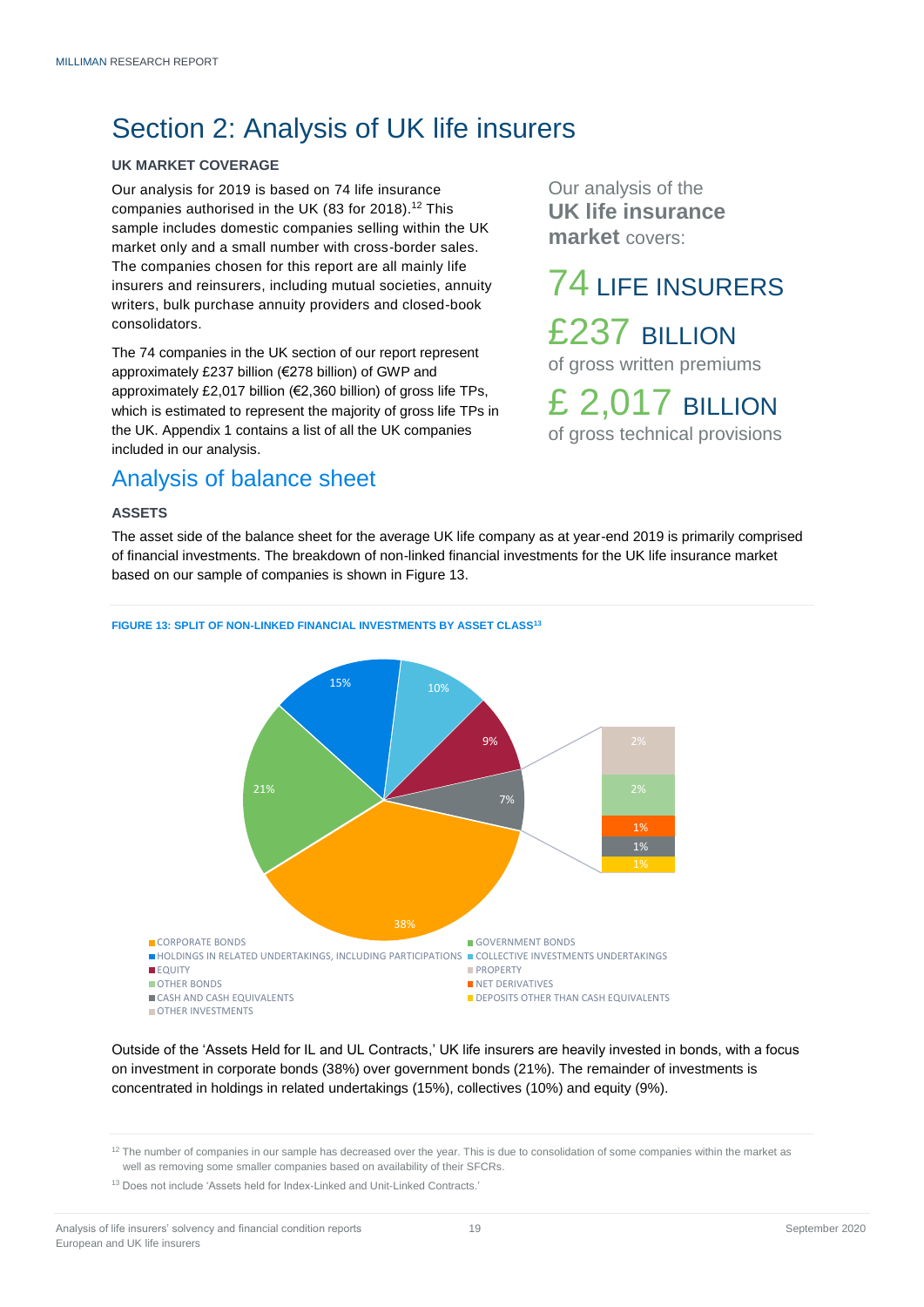# Section 2: Analysis of UK life insurers

**UK MARKET COVERAGE**

Our analysis for 2019 is based on 74 life insurance companies authorised in the UK (83 for 2018).[12] This sample includes domestic companies selling within the UK market only and a small number with cross-border sales. The companies chosen for this report are all mainly life insurers and reinsurers, including mutual societies, annuity writers, bulk purchase annuity providers and closed-book consolidators.

The 74 companies in the UK section of our report represent approximately £237 billion (€278 billion) of GWP and approximately £2,017 billion (€2,360 billion) of gross life TPs, which is estimated to represent the majority of gross life TPs in the UK. Appendix 1 contains a list of all the UK companies included in our analysis.

Our analysis of the **UK life insurance market** covers:

74 LIFE INSURERS

£237 BILLION
of gross written premiums

£ 2,017 BILLION
of gross technical provisions

## Analysis of balance sheet

**ASSETS**

The asset side of the balance sheet for the average UK life company as at year-end 2019 is primarily comprised of financial investments. The breakdown of non-linked financial investments for the UK life insurance market based on our sample of companies is shown in Figure 13.

**FIGURE 13: SPLIT OF NON-LINKED FINANCIAL INVESTMENTS BY ASSET CLASS[13]**

| Asset class | Share |
|---|---|
| Corporate bonds | 38% |
| Government bonds | 21% |
| Holdings in related undertakings, including participations | 15% |
| Collective investments undertakings | 10% |
| Equity | 9% |
| Other (7% in total): | |
| Property | 2% |
| Other bonds | 2% |
| Net derivatives | 1% |
| Cash and cash equivalents | 1% |
| Deposits other than cash equivalents | 1% |
| Other investments | |

Outside of the 'Assets Held for IL and UL Contracts,' UK life insurers are heavily invested in bonds, with a focus on investment in corporate bonds (38%) over government bonds (21%). The remainder of investments is concentrated in holdings in related undertakings (15%), collectives (10%) and equity (9%).

[12] The number of companies in our sample has decreased over the year. This is due to consolidation of some companies within the market as well as removing some smaller companies based on availability of their SFCRs.

[13] Does not include 'Assets held for Index-Linked and Unit-Linked Contracts.'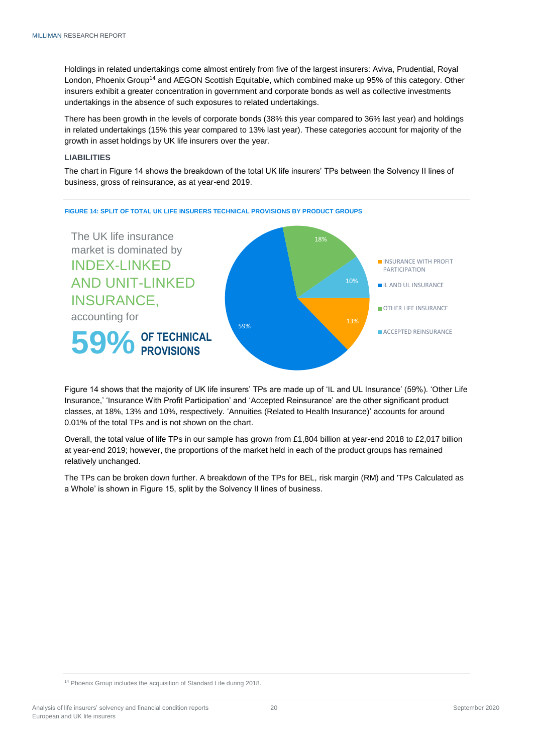Holdings in related undertakings come almost entirely from five of the largest insurers: Aviva, Prudential, Royal London, Phoenix Group[14] and AEGON Scottish Equitable, which combined make up 95% of this category. Other insurers exhibit a greater concentration in government and corporate bonds as well as collective investments undertakings in the absence of such exposures to related undertakings.

There has been growth in the levels of corporate bonds (38% this year compared to 36% last year) and holdings in related undertakings (15% this year compared to 13% last year). These categories account for majority of the growth in asset holdings by UK life insurers over the year.

### LIABILITIES

The chart in Figure 14 shows the breakdown of the total UK life insurers' TPs between the Solvency II lines of business, gross of reinsurance, as at year-end 2019.

**FIGURE 14: SPLIT OF TOTAL UK LIFE INSURERS TECHNICAL PROVISIONS BY PRODUCT GROUPS**

The UK life insurance market is dominated by INDEX-LINKED AND UNIT-LINKED INSURANCE, accounting for **59% OF TECHNICAL PROVISIONS**

| Product group | Share |
|---|---|
| INSURANCE WITH PROFIT PARTICIPATION | 13% |
| IL AND UL INSURANCE | 59% |
| OTHER LIFE INSURANCE | 18% |
| ACCEPTED REINSURANCE | 10% |

Figure 14 shows that the majority of UK life insurers' TPs are made up of 'IL and UL Insurance' (59%). 'Other Life Insurance,' 'Insurance With Profit Participation' and 'Accepted Reinsurance' are the other significant product classes, at 18%, 13% and 10%, respectively. 'Annuities (Related to Health Insurance)' accounts for around 0.01% of the total TPs and is not shown on the chart.

Overall, the total value of life TPs in our sample has grown from £1,804 billion at year-end 2018 to £2,017 billion at year-end 2019; however, the proportions of the market held in each of the product groups has remained relatively unchanged.

The TPs can be broken down further. A breakdown of the TPs for BEL, risk margin (RM) and 'TPs Calculated as a Whole' is shown in Figure 15, split by the Solvency II lines of business.

[14] Phoenix Group includes the acquisition of Standard Life during 2018.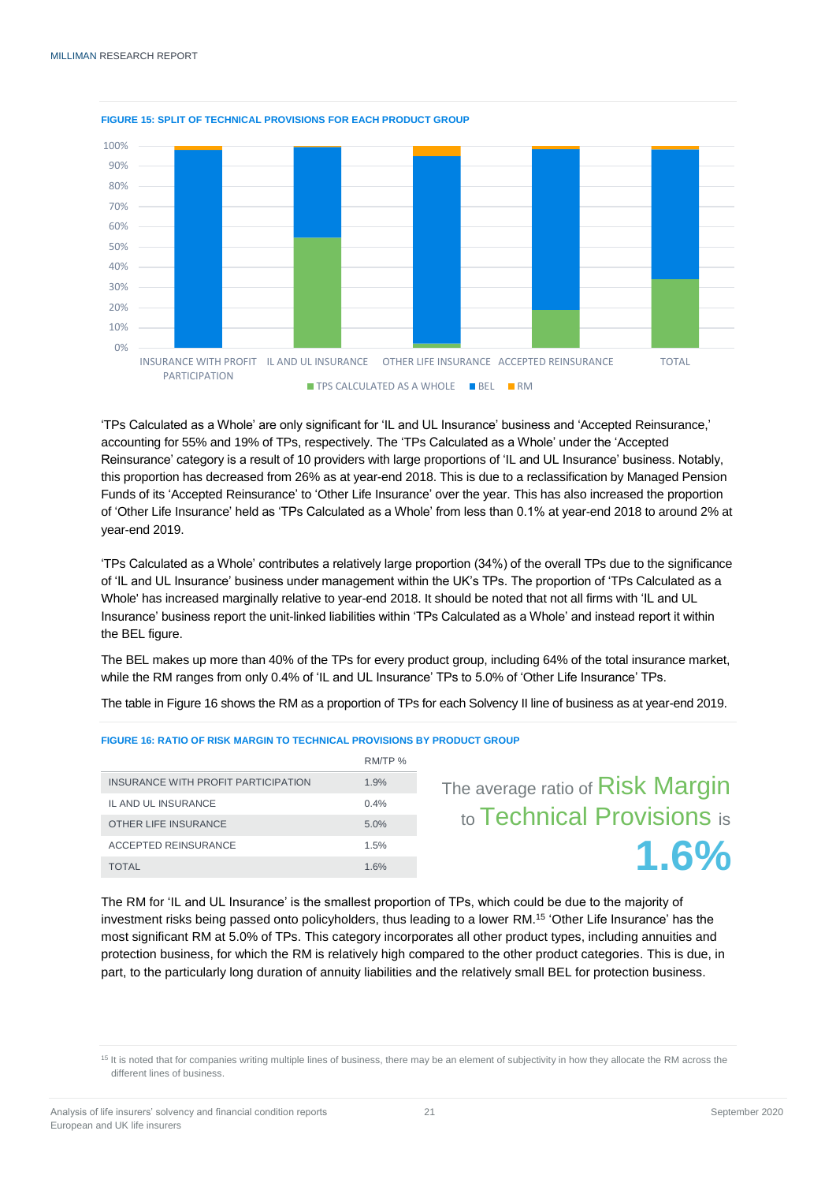**FIGURE 15: SPLIT OF TECHNICAL PROVISIONS FOR EACH PRODUCT GROUP**

'TPs Calculated as a Whole' are only significant for 'IL and UL Insurance' business and 'Accepted Reinsurance,' accounting for 55% and 19% of TPs, respectively. The 'TPs Calculated as a Whole' under the 'Accepted Reinsurance' category is a result of 10 providers with large proportions of 'IL and UL Insurance' business. Notably, this proportion has decreased from 26% as at year-end 2018. This is due to a reclassification by Managed Pension Funds of its 'Accepted Reinsurance' to 'Other Life Insurance' over the year. This has also increased the proportion of 'Other Life Insurance' held as 'TPs Calculated as a Whole' from less than 0.1% at year-end 2018 to around 2% at year-end 2019.

'TPs Calculated as a Whole' contributes a relatively large proportion (34%) of the overall TPs due to the significance of 'IL and UL Insurance' business under management within the UK's TPs. The proportion of 'TPs Calculated as a Whole' has increased marginally relative to year-end 2018. It should be noted that not all firms with 'IL and UL Insurance' business report the unit-linked liabilities within 'TPs Calculated as a Whole' and instead report it within the BEL figure.

The BEL makes up more than 40% of the TPs for every product group, including 64% of the total insurance market, while the RM ranges from only 0.4% of 'IL and UL Insurance' TPs to 5.0% of 'Other Life Insurance' TPs.

The table in Figure 16 shows the RM as a proportion of TPs for each Solvency II line of business as at year-end 2019.

**FIGURE 16: RATIO OF RISK MARGIN TO TECHNICAL PROVISIONS BY PRODUCT GROUP**

| | RM/TP % |
|---|---|
| INSURANCE WITH PROFIT PARTICIPATION | 1.9% |
| IL AND UL INSURANCE | 0.4% |
| OTHER LIFE INSURANCE | 5.0% |
| ACCEPTED REINSURANCE | 1.5% |
| TOTAL | 1.6% |

The average ratio of Risk Margin to Technical Provisions is **1.6%**

The RM for 'IL and UL Insurance' is the smallest proportion of TPs, which could be due to the majority of investment risks being passed onto policyholders, thus leading to a lower RM.[15] 'Other Life Insurance' has the most significant RM at 5.0% of TPs. This category incorporates all other product types, including annuities and protection business, for which the RM is relatively high compared to the other product categories. This is due, in part, to the particularly long duration of annuity liabilities and the relatively small BEL for protection business.

[15] It is noted that for companies writing multiple lines of business, there may be an element of subjectivity in how they allocate the RM across the different lines of business.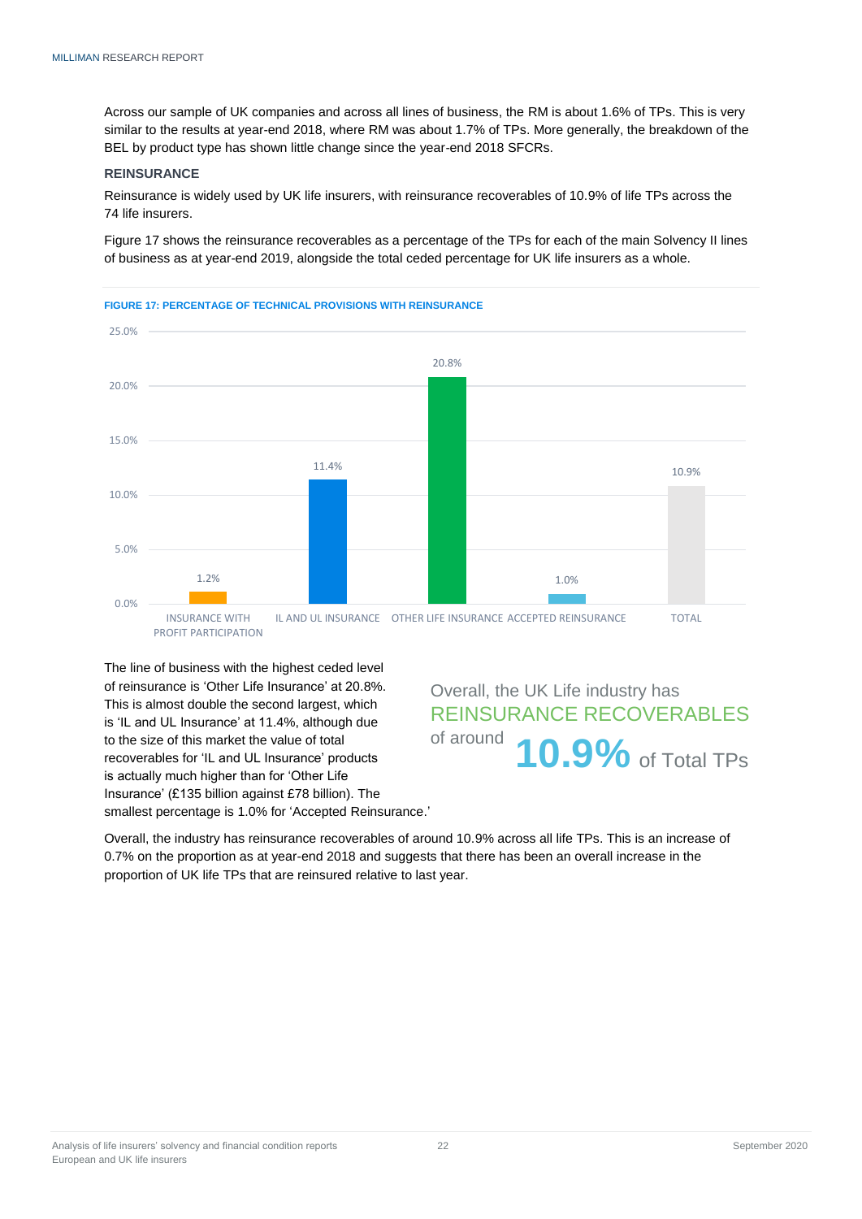Across our sample of UK companies and across all lines of business, the RM is about 1.6% of TPs. This is very similar to the results at year-end 2018, where RM was about 1.7% of TPs. More generally, the breakdown of the BEL by product type has shown little change since the year-end 2018 SFCRs.

### REINSURANCE

Reinsurance is widely used by UK life insurers, with reinsurance recoverables of 10.9% of life TPs across the 74 life insurers.

Figure 17 shows the reinsurance recoverables as a percentage of the TPs for each of the main Solvency II lines of business as at year-end 2019, alongside the total ceded percentage for UK life insurers as a whole.

**FIGURE 17: PERCENTAGE OF TECHNICAL PROVISIONS WITH REINSURANCE**

| Line of business | Percentage |
|---|---|
| INSURANCE WITH PROFIT PARTICIPATION | 1.2% |
| IL AND UL INSURANCE | 11.4% |
| OTHER LIFE INSURANCE | 20.8% |
| ACCEPTED REINSURANCE | 1.0% |
| TOTAL | 10.9% |

The line of business with the highest ceded level of reinsurance is 'Other Life Insurance' at 20.8%. This is almost double the second largest, which is 'IL and UL Insurance' at 11.4%, although due to the size of this market the value of total recoverables for 'IL and UL Insurance' products is actually much higher than for 'Other Life Insurance' (£135 billion against £78 billion). The smallest percentage is 1.0% for 'Accepted Reinsurance.'

Overall, the UK Life industry has REINSURANCE RECOVERABLES of around **10.9%** of Total TPs

Overall, the industry has reinsurance recoverables of around 10.9% across all life TPs. This is an increase of 0.7% on the proportion as at year-end 2018 and suggests that there has been an overall increase in the proportion of UK life TPs that are reinsured relative to last year.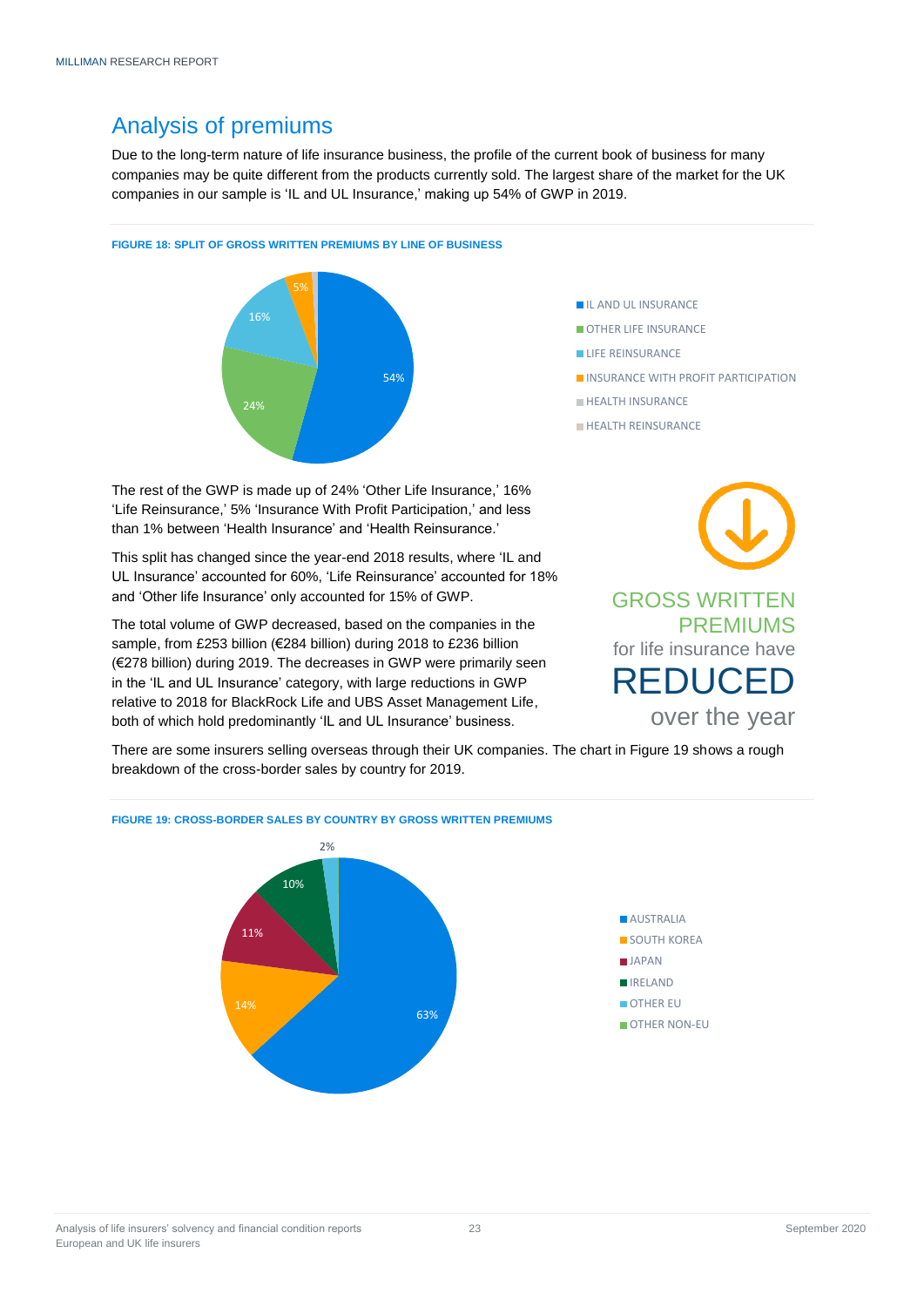## Analysis of premiums

Due to the long-term nature of life insurance business, the profile of the current book of business for many companies may be quite different from the products currently sold. The largest share of the market for the UK companies in our sample is 'IL and UL Insurance,' making up 54% of GWP in 2019.

**FIGURE 18: SPLIT OF GROSS WRITTEN PREMIUMS BY LINE OF BUSINESS**

| Line of business | Share |
|---|---|
| IL AND UL INSURANCE | 54% |
| OTHER LIFE INSURANCE | 24% |
| LIFE REINSURANCE | 16% |
| INSURANCE WITH PROFIT PARTICIPATION | 5% |
| HEALTH INSURANCE | |
| HEALTH REINSURANCE | |

The rest of the GWP is made up of 24% 'Other Life Insurance,' 16% 'Life Reinsurance,' 5% 'Insurance With Profit Participation,' and less than 1% between 'Health Insurance' and 'Health Reinsurance.'

This split has changed since the year-end 2018 results, where 'IL and UL Insurance' accounted for 60%, 'Life Reinsurance' accounted for 18% and 'Other life Insurance' only accounted for 15% of GWP.

The total volume of GWP decreased, based on the companies in the sample, from £253 billion (€284 billion) during 2018 to £236 billion (€278 billion) during 2019. The decreases in GWP were primarily seen in the 'IL and UL Insurance' category, with large reductions in GWP relative to 2018 for BlackRock Life and UBS Asset Management Life, both of which hold predominantly 'IL and UL Insurance' business.

GROSS WRITTEN PREMIUMS for life insurance have REDUCED over the year

There are some insurers selling overseas through their UK companies. The chart in Figure 19 shows a rough breakdown of the cross-border sales by country for 2019.

**FIGURE 19: CROSS-BORDER SALES BY COUNTRY BY GROSS WRITTEN PREMIUMS**

| Country | Share |
|---|---|
| AUSTRALIA | 63% |
| SOUTH KOREA | 14% |
| JAPAN | 11% |
| IRELAND | 10% |
| OTHER EU | 2% |
| OTHER NON-EU | |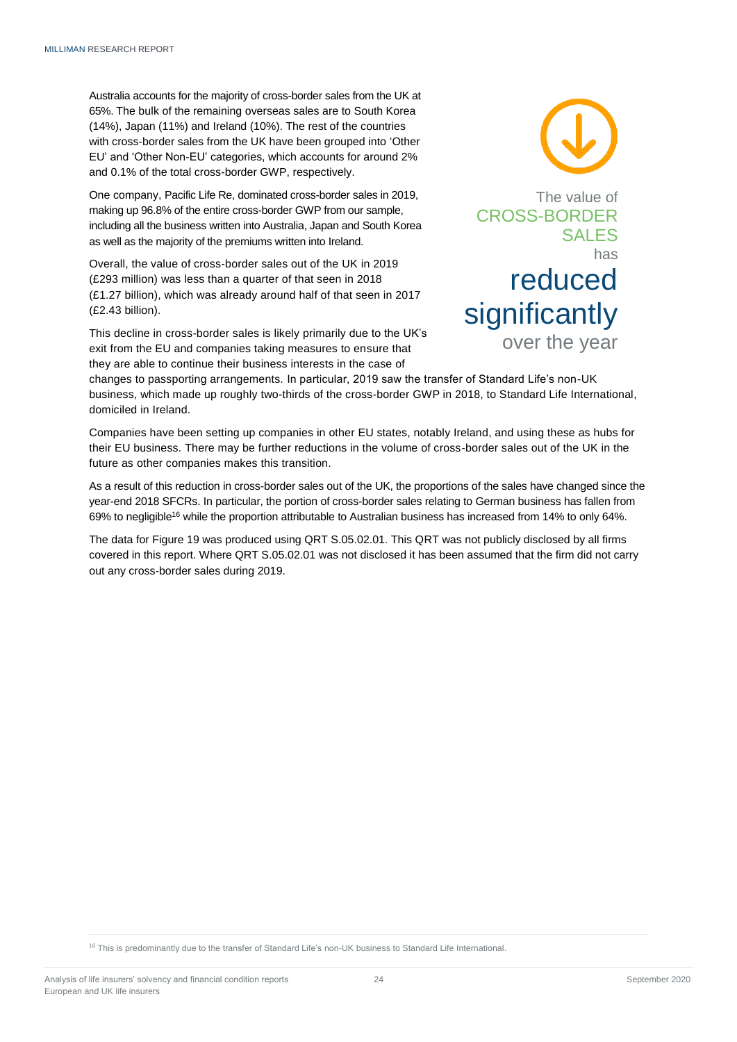Australia accounts for the majority of cross-border sales from the UK at 65%. The bulk of the remaining overseas sales are to South Korea (14%), Japan (11%) and Ireland (10%). The rest of the countries with cross-border sales from the UK have been grouped into 'Other EU' and 'Other Non-EU' categories, which accounts for around 2% and 0.1% of the total cross-border GWP, respectively.

One company, Pacific Life Re, dominated cross-border sales in 2019, making up 96.8% of the entire cross-border GWP from our sample, including all the business written into Australia, Japan and South Korea as well as the majority of the premiums written into Ireland.

Overall, the value of cross-border sales out of the UK in 2019 (£293 million) was less than a quarter of that seen in 2018 (£1.27 billion), which was already around half of that seen in 2017 (£2.43 billion).

The value of CROSS-BORDER SALES has **reduced significantly** over the year

This decline in cross-border sales is likely primarily due to the UK's exit from the EU and companies taking measures to ensure that they are able to continue their business interests in the case of changes to passporting arrangements. In particular, 2019 saw the transfer of Standard Life's non-UK business, which made up roughly two-thirds of the cross-border GWP in 2018, to Standard Life International, domiciled in Ireland.

Companies have been setting up companies in other EU states, notably Ireland, and using these as hubs for their EU business. There may be further reductions in the volume of cross-border sales out of the UK in the future as other companies makes this transition.

As a result of this reduction in cross-border sales out of the UK, the proportions of the sales have changed since the year-end 2018 SFCRs. In particular, the portion of cross-border sales relating to German business has fallen from 69% to negligible[16] while the proportion attributable to Australian business has increased from 14% to only 64%.

The data for Figure 19 was produced using QRT S.05.02.01. This QRT was not publicly disclosed by all firms covered in this report. Where QRT S.05.02.01 was not disclosed it has been assumed that the firm did not carry out any cross-border sales during 2019.

[16] This is predominantly due to the transfer of Standard Life's non-UK business to Standard Life International.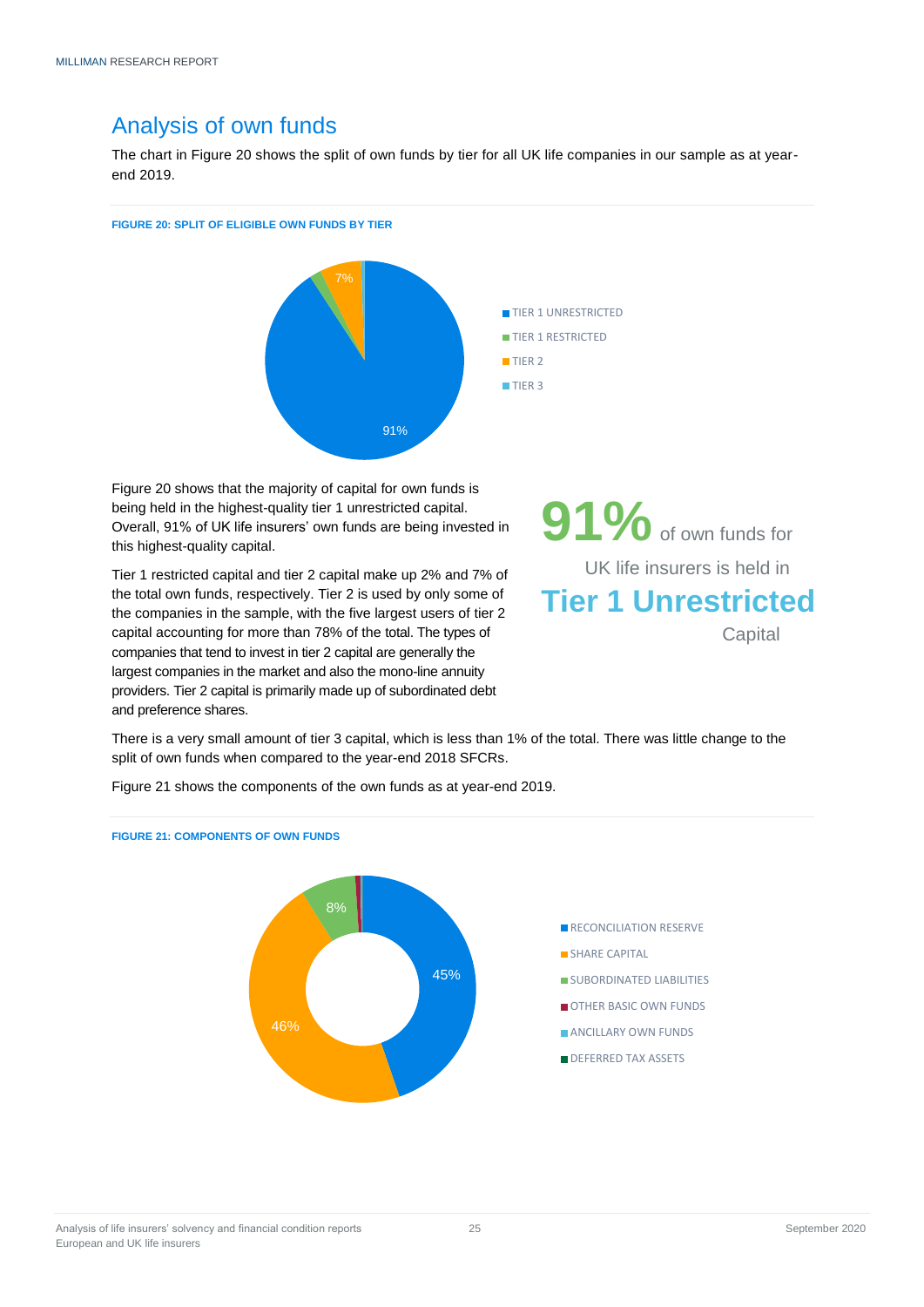## Analysis of own funds

The chart in Figure 20 shows the split of own funds by tier for all UK life companies in our sample as at year-end 2019.

**FIGURE 20: SPLIT OF ELIGIBLE OWN FUNDS BY TIER**

| Tier | Share |
|---|---|
| TIER 1 UNRESTRICTED | 91% |
| TIER 1 RESTRICTED | |
| TIER 2 | 7% |
| TIER 3 | |

Figure 20 shows that the majority of capital for own funds is being held in the highest-quality tier 1 unrestricted capital. Overall, 91% of UK life insurers' own funds are being invested in this highest-quality capital.

Tier 1 restricted capital and tier 2 capital make up 2% and 7% of the total own funds, respectively. Tier 2 is used by only some of the companies in the sample, with the five largest users of tier 2 capital accounting for more than 78% of the total. The types of companies that tend to invest in tier 2 capital are generally the largest companies in the market and also the mono-line annuity providers. Tier 2 capital is primarily made up of subordinated debt and preference shares.

**91%** of own funds for UK life insurers is held in **Tier 1 Unrestricted** Capital

There is a very small amount of tier 3 capital, which is less than 1% of the total. There was little change to the split of own funds when compared to the year-end 2018 SFCRs.

Figure 21 shows the components of the own funds as at year-end 2019.

**FIGURE 21: COMPONENTS OF OWN FUNDS**

| Component | Share |
|---|---|
| RECONCILIATION RESERVE | 45% |
| SHARE CAPITAL | 46% |
| SUBORDINATED LIABILITIES | 8% |
| OTHER BASIC OWN FUNDS | |
| ANCILLARY OWN FUNDS | |
| DEFERRED TAX ASSETS | |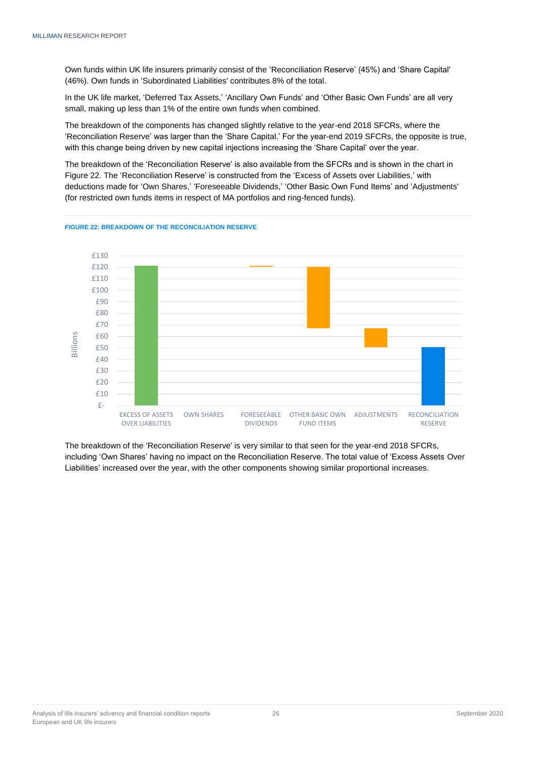Own funds within UK life insurers primarily consist of the 'Reconciliation Reserve' (45%) and 'Share Capital' (46%). Own funds in 'Subordinated Liabilities' contributes 8% of the total.

In the UK life market, 'Deferred Tax Assets,' 'Ancillary Own Funds' and 'Other Basic Own Funds' are all very small, making up less than 1% of the entire own funds when combined.

The breakdown of the components has changed slightly relative to the year-end 2018 SFCRs, where the 'Reconciliation Reserve' was larger than the 'Share Capital.' For the year-end 2019 SFCRs, the opposite is true, with this change being driven by new capital injections increasing the 'Share Capital' over the year.

The breakdown of the 'Reconciliation Reserve' is also available from the SFCRs and is shown in the chart in Figure 22. The 'Reconciliation Reserve' is constructed from the 'Excess of Assets over Liabilities,' with deductions made for 'Own Shares,' 'Foreseeable Dividends,' 'Other Basic Own Fund Items' and 'Adjustments' (for restricted own funds items in respect of MA portfolios and ring-fenced funds).

**FIGURE 22: BREAKDOWN OF THE RECONCILIATION RESERVE**

The breakdown of the 'Reconciliation Reserve' is very similar to that seen for the year-end 2018 SFCRs, including 'Own Shares' having no impact on the Reconciliation Reserve. The total value of 'Excess Assets Over Liabilities' increased over the year, with the other components showing similar proportional increases.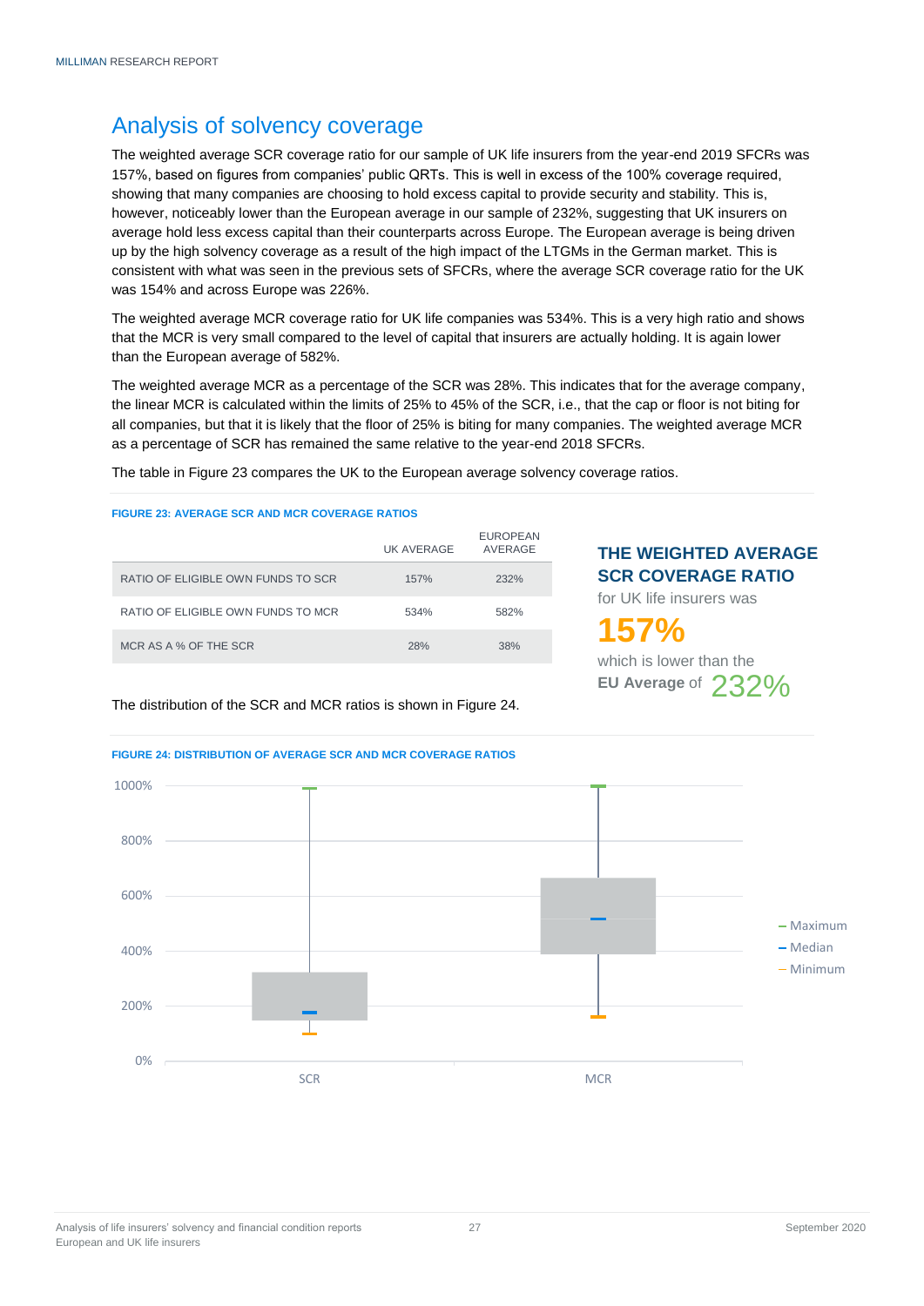## Analysis of solvency coverage

The weighted average SCR coverage ratio for our sample of UK life insurers from the year-end 2019 SFCRs was 157%, based on figures from companies' public QRTs. This is well in excess of the 100% coverage required, showing that many companies are choosing to hold excess capital to provide security and stability. This is, however, noticeably lower than the European average in our sample of 232%, suggesting that UK insurers on average hold less excess capital than their counterparts across Europe. The European average is being driven up by the high solvency coverage as a result of the high impact of the LTGMs in the German market. This is consistent with what was seen in the previous sets of SFCRs, where the average SCR coverage ratio for the UK was 154% and across Europe was 226%.

The weighted average MCR coverage ratio for UK life companies was 534%. This is a very high ratio and shows that the MCR is very small compared to the level of capital that insurers are actually holding. It is again lower than the European average of 582%.

The weighted average MCR as a percentage of the SCR was 28%. This indicates that for the average company, the linear MCR is calculated within the limits of 25% to 45% of the SCR, i.e., that the cap or floor is not biting for all companies, but that it is likely that the floor of 25% is biting for many companies. The weighted average MCR as a percentage of SCR has remained the same relative to the year-end 2018 SFCRs.

The table in Figure 23 compares the UK to the European average solvency coverage ratios.

**FIGURE 23: AVERAGE SCR AND MCR COVERAGE RATIOS**

| | UK AVERAGE | EUROPEAN AVERAGE |
|---|---|---|
| RATIO OF ELIGIBLE OWN FUNDS TO SCR | 157% | 232% |
| RATIO OF ELIGIBLE OWN FUNDS TO MCR | 534% | 582% |
| MCR AS A % OF THE SCR | 28% | 38% |

**THE WEIGHTED AVERAGE SCR COVERAGE RATIO** for UK life insurers was **157%** which is lower than the **EU Average** of 232%

The distribution of the SCR and MCR ratios is shown in Figure 24.

**FIGURE 24: DISTRIBUTION OF AVERAGE SCR AND MCR COVERAGE RATIOS**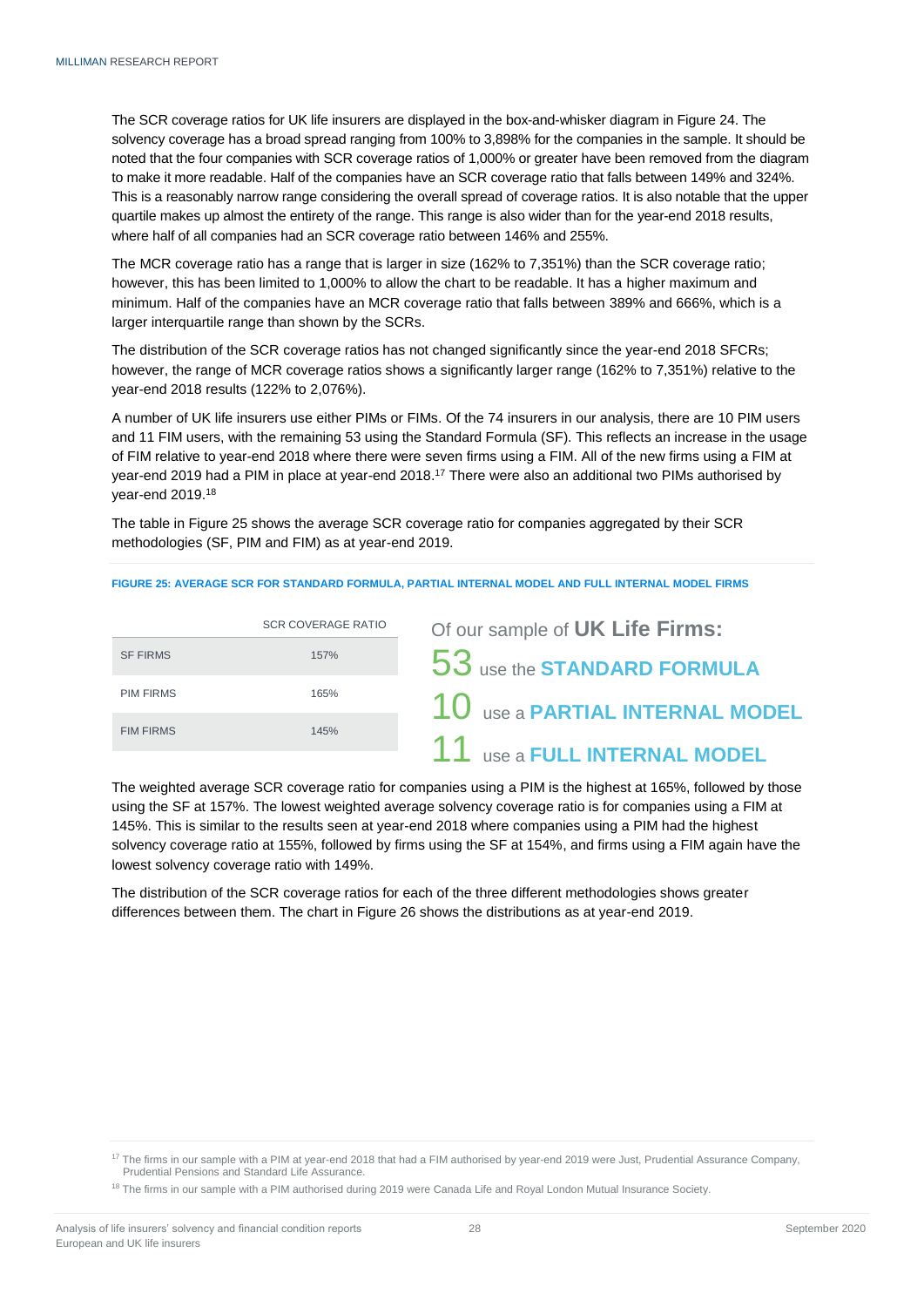The SCR coverage ratios for UK life insurers are displayed in the box-and-whisker diagram in Figure 24. The solvency coverage has a broad spread ranging from 100% to 3,898% for the companies in the sample. It should be noted that the four companies with SCR coverage ratios of 1,000% or greater have been removed from the diagram to make it more readable. Half of the companies have an SCR coverage ratio that falls between 149% and 324%. This is a reasonably narrow range considering the overall spread of coverage ratios. It is also notable that the upper quartile makes up almost the entirety of the range. This range is also wider than for the year-end 2018 results, where half of all companies had an SCR coverage ratio between 146% and 255%.

The MCR coverage ratio has a range that is larger in size (162% to 7,351%) than the SCR coverage ratio; however, this has been limited to 1,000% to allow the chart to be readable. It has a higher maximum and minimum. Half of the companies have an MCR coverage ratio that falls between 389% and 666%, which is a larger interquartile range than shown by the SCRs.

The distribution of the SCR coverage ratios has not changed significantly since the year-end 2018 SFCRs; however, the range of MCR coverage ratios shows a significantly larger range (162% to 7,351%) relative to the year-end 2018 results (122% to 2,076%).

A number of UK life insurers use either PIMs or FIMs. Of the 74 insurers in our analysis, there are 10 PIM users and 11 FIM users, with the remaining 53 using the Standard Formula (SF). This reflects an increase in the usage of FIM relative to year-end 2018 where there were seven firms using a FIM. All of the new firms using a FIM at year-end 2019 had a PIM in place at year-end 2018.[17] There were also an additional two PIMs authorised by year-end 2019.[18]

The table in Figure 25 shows the average SCR coverage ratio for companies aggregated by their SCR methodologies (SF, PIM and FIM) as at year-end 2019.

**FIGURE 25: AVERAGE SCR FOR STANDARD FORMULA, PARTIAL INTERNAL MODEL AND FULL INTERNAL MODEL FIRMS**

| | SCR COVERAGE RATIO |
|---|---|
| SF FIRMS | 157% |
| PIM FIRMS | 165% |
| FIM FIRMS | 145% |

Of our sample of **UK Life Firms:**

53 use the **STANDARD FORMULA**

10 use a **PARTIAL INTERNAL MODEL**

11 use a **FULL INTERNAL MODEL**

The weighted average SCR coverage ratio for companies using a PIM is the highest at 165%, followed by those using the SF at 157%. The lowest weighted average solvency coverage ratio is for companies using a FIM at 145%. This is similar to the results seen at year-end 2018 where companies using a PIM had the highest solvency coverage ratio at 155%, followed by firms using the SF at 154%, and firms using a FIM again have the lowest solvency coverage ratio with 149%.

The distribution of the SCR coverage ratios for each of the three different methodologies shows greater differences between them. The chart in Figure 26 shows the distributions as at year-end 2019.

[17] The firms in our sample with a PIM at year-end 2018 that had a FIM authorised by year-end 2019 were Just, Prudential Assurance Company, Prudential Pensions and Standard Life Assurance.

[18] The firms in our sample with a PIM authorised during 2019 were Canada Life and Royal London Mutual Insurance Society.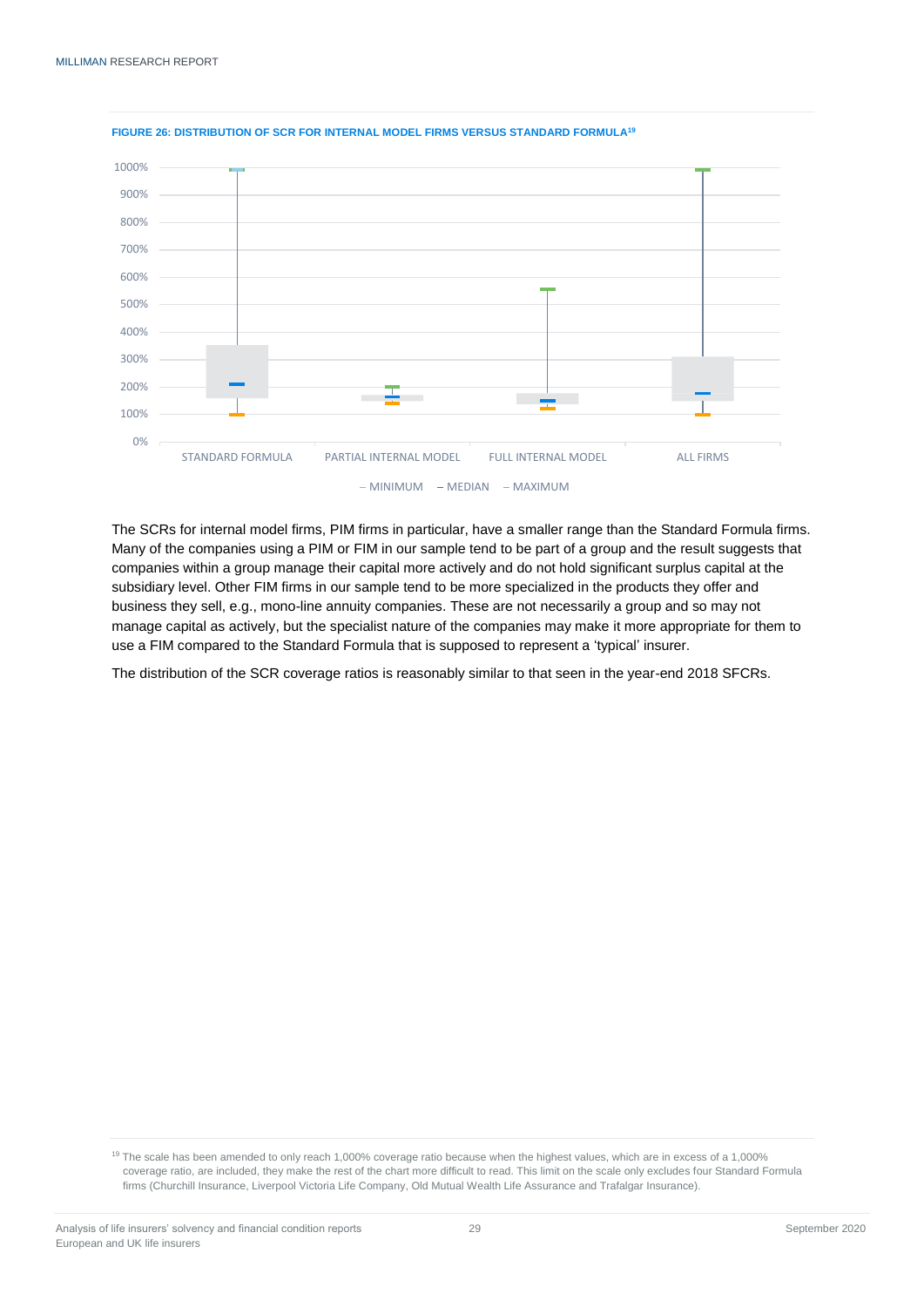**FIGURE 26: DISTRIBUTION OF SCR FOR INTERNAL MODEL FIRMS VERSUS STANDARD FORMULA**[19]

The SCRs for internal model firms, PIM firms in particular, have a smaller range than the Standard Formula firms. Many of the companies using a PIM or FIM in our sample tend to be part of a group and the result suggests that companies within a group manage their capital more actively and do not hold significant surplus capital at the subsidiary level. Other FIM firms in our sample tend to be more specialized in the products they offer and business they sell, e.g., mono-line annuity companies. These are not necessarily a group and so may not manage capital as actively, but the specialist nature of the companies may make it more appropriate for them to use a FIM compared to the Standard Formula that is supposed to represent a 'typical' insurer.

The distribution of the SCR coverage ratios is reasonably similar to that seen in the year-end 2018 SFCRs.

[19] The scale has been amended to only reach 1,000% coverage ratio because when the highest values, which are in excess of a 1,000% coverage ratio, are included, they make the rest of the chart more difficult to read. This limit on the scale only excludes four Standard Formula firms (Churchill Insurance, Liverpool Victoria Life Company, Old Mutual Wealth Life Assurance and Trafalgar Insurance).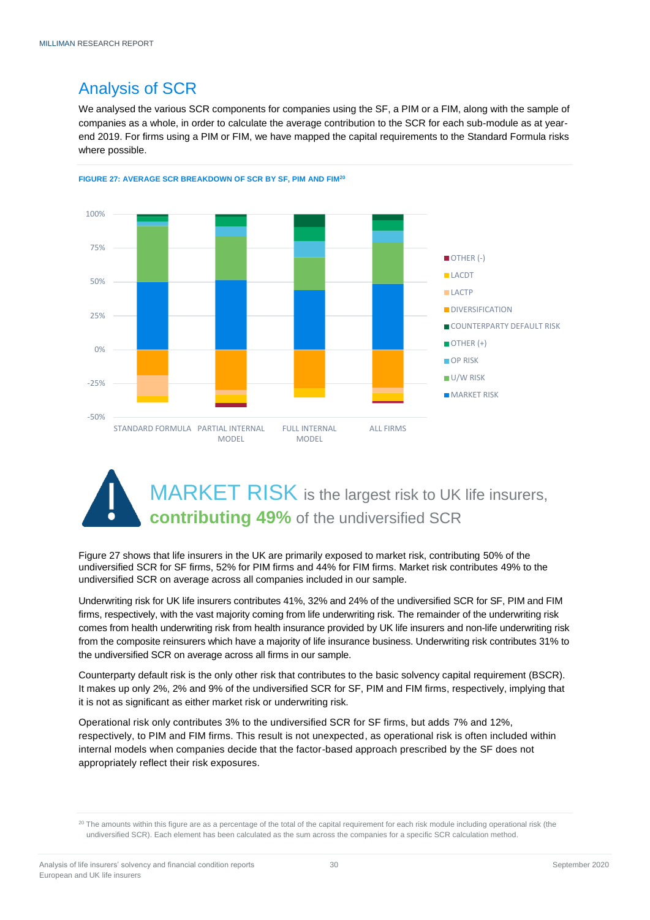## Analysis of SCR

We analysed the various SCR components for companies using the SF, a PIM or a FIM, along with the sample of companies as a whole, in order to calculate the average contribution to the SCR for each sub-module as at year-end 2019. For firms using a PIM or FIM, we have mapped the capital requirements to the Standard Formula risks where possible.

**FIGURE 27: AVERAGE SCR BREAKDOWN OF SCR BY SF, PIM AND FIM[20]**

**MARKET RISK** is the largest risk to UK life insurers, **contributing 49%** of the undiversified SCR

Figure 27 shows that life insurers in the UK are primarily exposed to market risk, contributing 50% of the undiversified SCR for SF firms, 52% for PIM firms and 44% for FIM firms. Market risk contributes 49% to the undiversified SCR on average across all companies included in our sample.

Underwriting risk for UK life insurers contributes 41%, 32% and 24% of the undiversified SCR for SF, PIM and FIM firms, respectively, with the vast majority coming from life underwriting risk. The remainder of the underwriting risk comes from health underwriting risk from health insurance provided by UK life insurers and non-life underwriting risk from the composite reinsurers which have a majority of life insurance business. Underwriting risk contributes 31% to the undiversified SCR on average across all firms in our sample.

Counterparty default risk is the only other risk that contributes to the basic solvency capital requirement (BSCR). It makes up only 2%, 2% and 9% of the undiversified SCR for SF, PIM and FIM firms, respectively, implying that it is not as significant as either market risk or underwriting risk.

Operational risk only contributes 3% to the undiversified SCR for SF firms, but adds 7% and 12%, respectively, to PIM and FIM firms. This result is not unexpected, as operational risk is often included within internal models when companies decide that the factor-based approach prescribed by the SF does not appropriately reflect their risk exposures.

[20] The amounts within this figure are as a percentage of the total of the capital requirement for each risk module including operational risk (the undiversified SCR). Each element has been calculated as the sum across the companies for a specific SCR calculation method.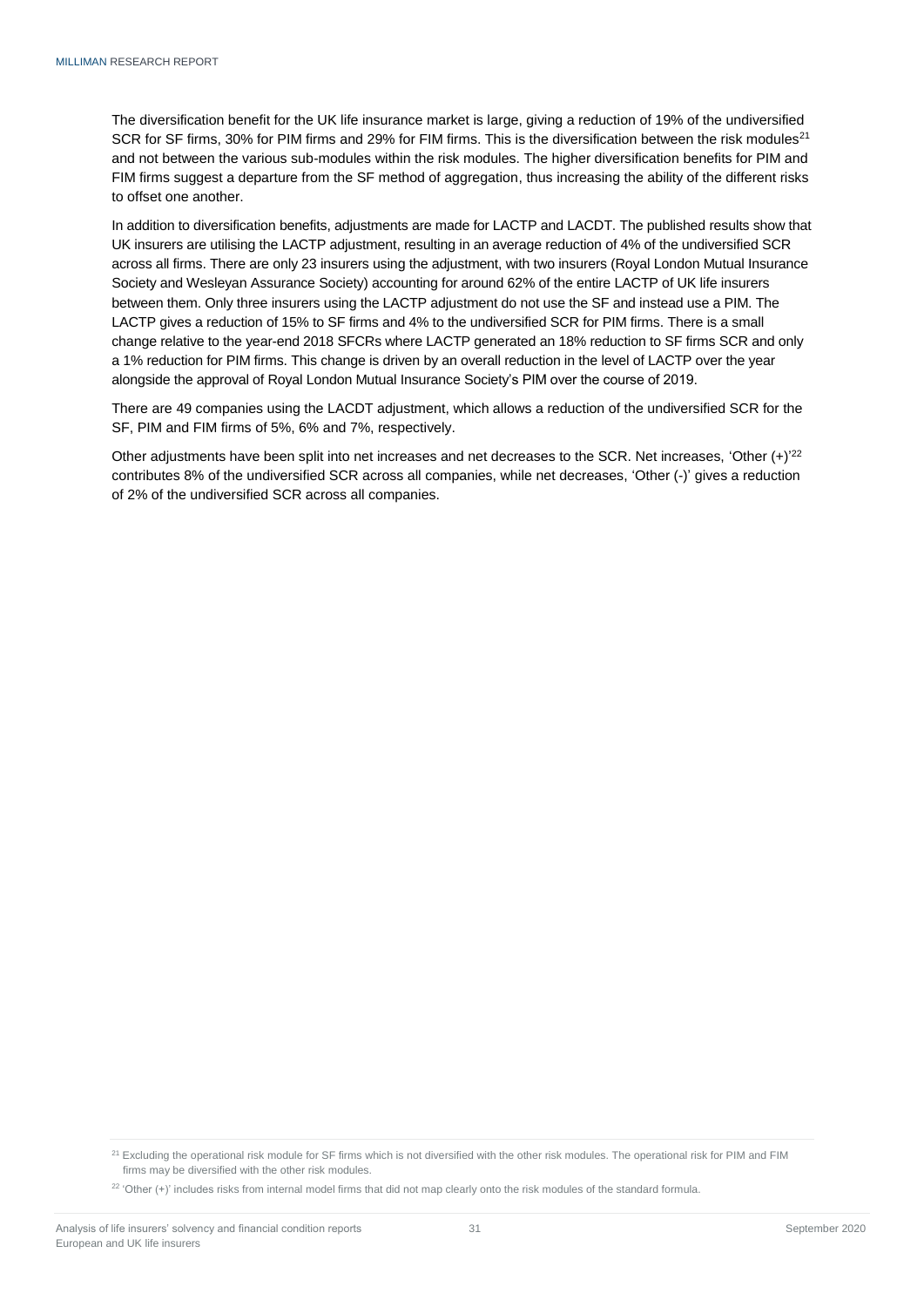The diversification benefit for the UK life insurance market is large, giving a reduction of 19% of the undiversified SCR for SF firms, 30% for PIM firms and 29% for FIM firms. This is the diversification between the risk modules[21] and not between the various sub-modules within the risk modules. The higher diversification benefits for PIM and FIM firms suggest a departure from the SF method of aggregation, thus increasing the ability of the different risks to offset one another.

In addition to diversification benefits, adjustments are made for LACTP and LACDT. The published results show that UK insurers are utilising the LACTP adjustment, resulting in an average reduction of 4% of the undiversified SCR across all firms. There are only 23 insurers using the adjustment, with two insurers (Royal London Mutual Insurance Society and Wesleyan Assurance Society) accounting for around 62% of the entire LACTP of UK life insurers between them. Only three insurers using the LACTP adjustment do not use the SF and instead use a PIM. The LACTP gives a reduction of 15% to SF firms and 4% to the undiversified SCR for PIM firms. There is a small change relative to the year-end 2018 SFCRs where LACTP generated an 18% reduction to SF firms SCR and only a 1% reduction for PIM firms. This change is driven by an overall reduction in the level of LACTP over the year alongside the approval of Royal London Mutual Insurance Society's PIM over the course of 2019.

There are 49 companies using the LACDT adjustment, which allows a reduction of the undiversified SCR for the SF, PIM and FIM firms of 5%, 6% and 7%, respectively.

Other adjustments have been split into net increases and net decreases to the SCR. Net increases, 'Other (+)'[22] contributes 8% of the undiversified SCR across all companies, while net decreases, 'Other (-)' gives a reduction of 2% of the undiversified SCR across all companies.

[21] Excluding the operational risk module for SF firms which is not diversified with the other risk modules. The operational risk for PIM and FIM firms may be diversified with the other risk modules.

[22] 'Other (+)' includes risks from internal model firms that did not map clearly onto the risk modules of the standard formula.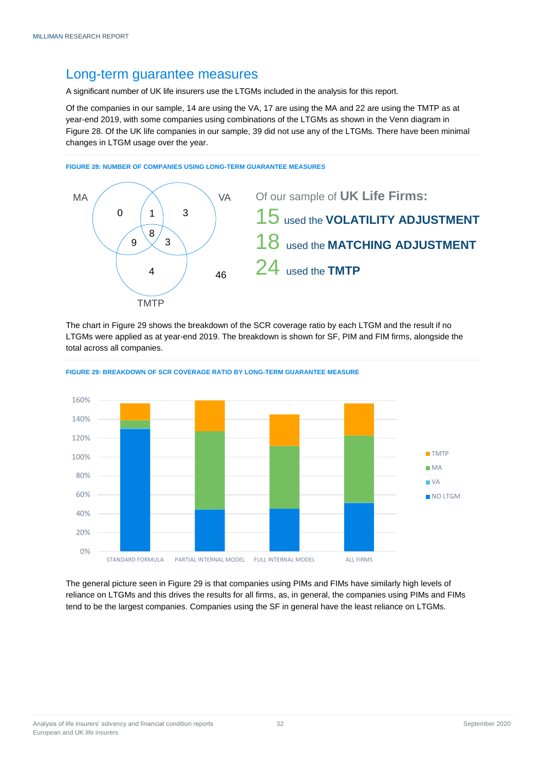## Long-term guarantee measures

A significant number of UK life insurers use the LTGMs included in the analysis for this report.

Of the companies in our sample, 14 are using the VA, 17 are using the MA and 22 are using the TMTP as at year-end 2019, with some companies using combinations of the LTGMs as shown in the Venn diagram in Figure 28. Of the UK life companies in our sample, 39 did not use any of the LTGMs. There have been minimal changes in LTGM usage over the year.

**FIGURE 28: NUMBER OF COMPANIES USING LONG-TERM GUARANTEE MEASURES**

Of our sample of **UK Life Firms:**

15 used the **VOLATILITY ADJUSTMENT**

18 used the **MATCHING ADJUSTMENT**

24 used the **TMTP**

The chart in Figure 29 shows the breakdown of the SCR coverage ratio by each LTGM and the result if no LTGMs were applied as at year-end 2019. The breakdown is shown for SF, PIM and FIM firms, alongside the total across all companies.

**FIGURE 29: BREAKDOWN OF SCR COVERAGE RATIO BY LONG-TERM GUARANTEE MEASURE**

The general picture seen in Figure 29 is that companies using PIMs and FIMs have similarly high levels of reliance on LTGMs and this drives the results for all firms, as, in general, the companies using PIMs and FIMs tend to be the largest companies. Companies using the SF in general have the least reliance on LTGMs.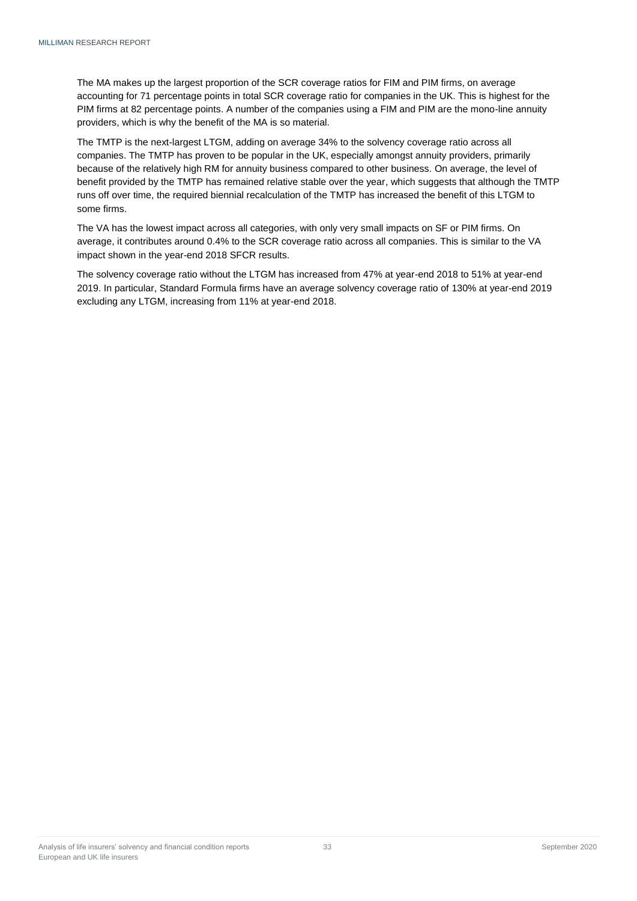The MA makes up the largest proportion of the SCR coverage ratios for FIM and PIM firms, on average accounting for 71 percentage points in total SCR coverage ratio for companies in the UK. This is highest for the PIM firms at 82 percentage points. A number of the companies using a FIM and PIM are the mono-line annuity providers, which is why the benefit of the MA is so material.

The TMTP is the next-largest LTGM, adding on average 34% to the solvency coverage ratio across all companies. The TMTP has proven to be popular in the UK, especially amongst annuity providers, primarily because of the relatively high RM for annuity business compared to other business. On average, the level of benefit provided by the TMTP has remained relative stable over the year, which suggests that although the TMTP runs off over time, the required biennial recalculation of the TMTP has increased the benefit of this LTGM to some firms.

The VA has the lowest impact across all categories, with only very small impacts on SF or PIM firms. On average, it contributes around 0.4% to the SCR coverage ratio across all companies. This is similar to the VA impact shown in the year-end 2018 SFCR results.

The solvency coverage ratio without the LTGM has increased from 47% at year-end 2018 to 51% at year-end 2019. In particular, Standard Formula firms have an average solvency coverage ratio of 130% at year-end 2019 excluding any LTGM, increasing from 11% at year-end 2018.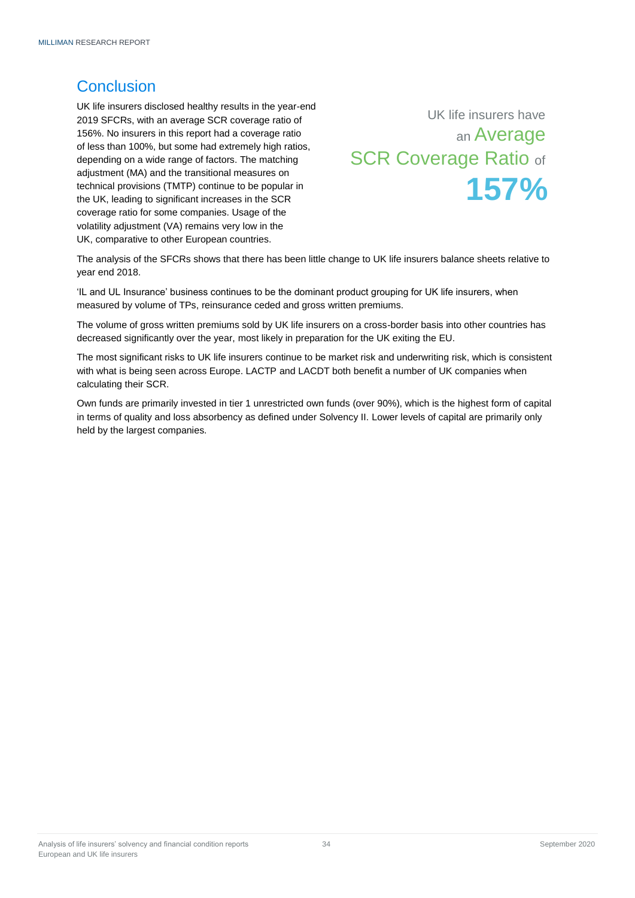## Conclusion

UK life insurers disclosed healthy results in the year-end 2019 SFCRs, with an average SCR coverage ratio of 156%. No insurers in this report had a coverage ratio of less than 100%, but some had extremely high ratios, depending on a wide range of factors. The matching adjustment (MA) and the transitional measures on technical provisions (TMTP) continue to be popular in the UK, leading to significant increases in the SCR coverage ratio for some companies. Usage of the volatility adjustment (VA) remains very low in the UK, comparative to other European countries.

UK life insurers have an Average SCR Coverage Ratio of **157%**

The analysis of the SFCRs shows that there has been little change to UK life insurers balance sheets relative to year end 2018.

'IL and UL Insurance' business continues to be the dominant product grouping for UK life insurers, when measured by volume of TPs, reinsurance ceded and gross written premiums.

The volume of gross written premiums sold by UK life insurers on a cross-border basis into other countries has decreased significantly over the year, most likely in preparation for the UK exiting the EU.

The most significant risks to UK life insurers continue to be market risk and underwriting risk, which is consistent with what is being seen across Europe. LACTP and LACDT both benefit a number of UK companies when calculating their SCR.

Own funds are primarily invested in tier 1 unrestricted own funds (over 90%), which is the highest form of capital in terms of quality and loss absorbency as defined under Solvency II. Lower levels of capital are primarily only held by the largest companies.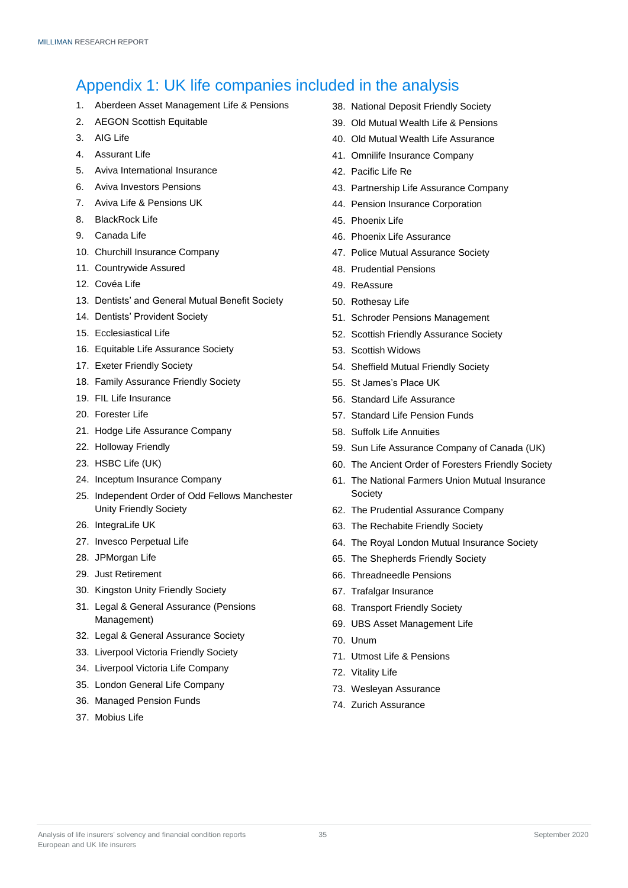# Appendix 1: UK life companies included in the analysis

1. Aberdeen Asset Management Life & Pensions
2. AEGON Scottish Equitable
3. AIG Life
4. Assurant Life
5. Aviva International Insurance
6. Aviva Investors Pensions
7. Aviva Life & Pensions UK
8. BlackRock Life
9. Canada Life
10. Churchill Insurance Company
11. Countrywide Assured
12. Covéa Life
13. Dentists' and General Mutual Benefit Society
14. Dentists' Provident Society
15. Ecclesiastical Life
16. Equitable Life Assurance Society
17. Exeter Friendly Society
18. Family Assurance Friendly Society
19. FIL Life Insurance
20. Forester Life
21. Hodge Life Assurance Company
22. Holloway Friendly
23. HSBC Life (UK)
24. Inceptum Insurance Company
25. Independent Order of Odd Fellows Manchester Unity Friendly Society
26. IntegraLife UK
27. Invesco Perpetual Life
28. JPMorgan Life
29. Just Retirement
30. Kingston Unity Friendly Society
31. Legal & General Assurance (Pensions Management)
32. Legal & General Assurance Society
33. Liverpool Victoria Friendly Society
34. Liverpool Victoria Life Company
35. London General Life Company
36. Managed Pension Funds
37. Mobius Life
38. National Deposit Friendly Society
39. Old Mutual Wealth Life & Pensions
40. Old Mutual Wealth Life Assurance
41. Omnilife Insurance Company
42. Pacific Life Re
43. Partnership Life Assurance Company
44. Pension Insurance Corporation
45. Phoenix Life
46. Phoenix Life Assurance
47. Police Mutual Assurance Society
48. Prudential Pensions
49. ReAssure
50. Rothesay Life
51. Schroder Pensions Management
52. Scottish Friendly Assurance Society
53. Scottish Widows
54. Sheffield Mutual Friendly Society
55. St James's Place UK
56. Standard Life Assurance
57. Standard Life Pension Funds
58. Suffolk Life Annuities
59. Sun Life Assurance Company of Canada (UK)
60. The Ancient Order of Foresters Friendly Society
61. The National Farmers Union Mutual Insurance Society
62. The Prudential Assurance Company
63. The Rechabite Friendly Society
64. The Royal London Mutual Insurance Society
65. The Shepherds Friendly Society
66. Threadneedle Pensions
67. Trafalgar Insurance
68. Transport Friendly Society
69. UBS Asset Management Life
70. Unum
71. Utmost Life & Pensions
72. Vitality Life
73. Wesleyan Assurance
74. Zurich Assurance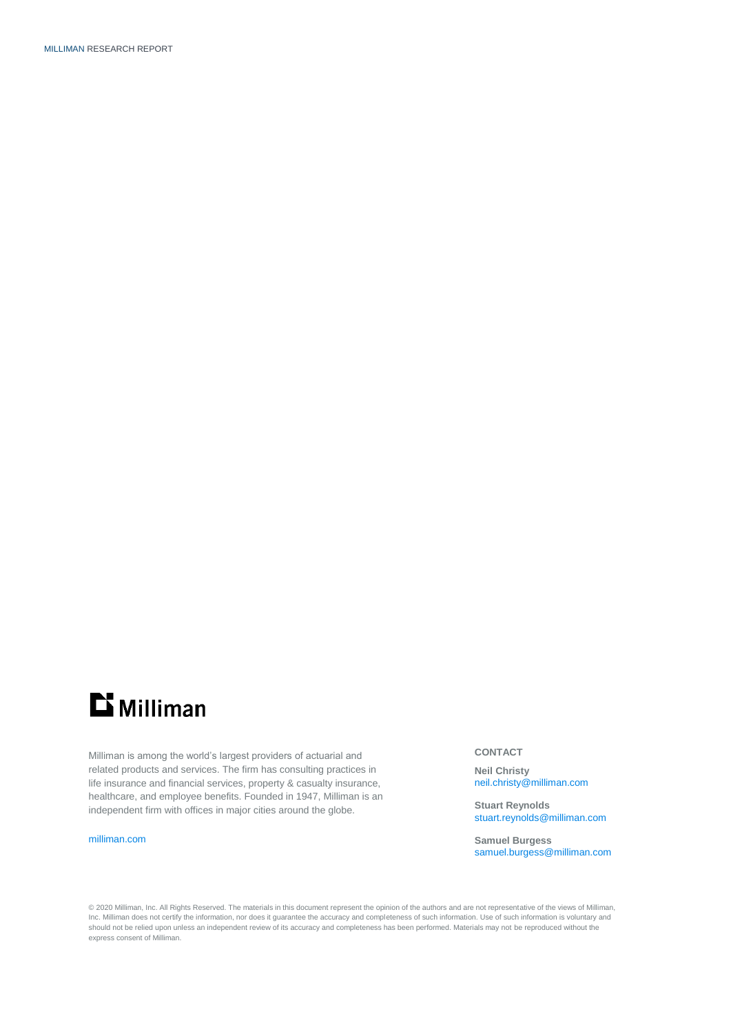Milliman

Milliman is among the world's largest providers of actuarial and related products and services. The firm has consulting practices in life insurance and financial services, property & casualty insurance, healthcare, and employee benefits. Founded in 1947, Milliman is an independent firm with offices in major cities around the globe.

milliman.com

**CONTACT**

**Neil Christy**
neil.christy@milliman.com

**Stuart Reynolds**
stuart.reynolds@milliman.com

**Samuel Burgess**
samuel.burgess@milliman.com

© 2020 Milliman, Inc. All Rights Reserved. The materials in this document represent the opinion of the authors and are not representative of the views of Milliman, Inc. Milliman does not certify the information, nor does it guarantee the accuracy and completeness of such information. Use of such information is voluntary and should not be relied upon unless an independent review of its accuracy and completeness has been performed. Materials may not be reproduced without the express consent of Milliman.